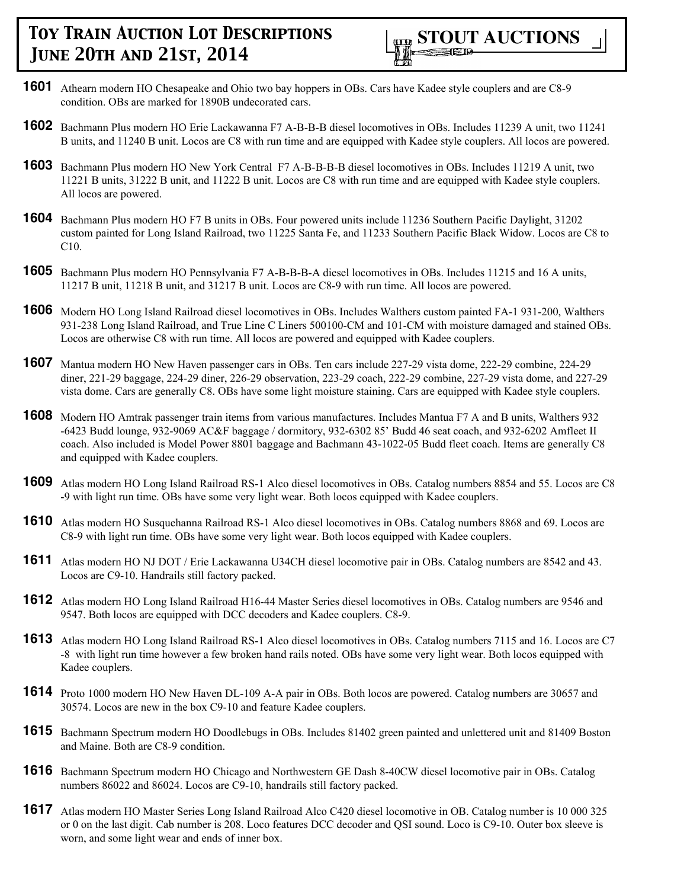# Toy Train Auction Lot Descriptions
## June 20th and 21st, 2014

**STOUT AUCTIONS**

**1601** Athearn modern HO Chesapeake and Ohio two bay hoppers in OBs. Cars have Kadee style couplers and are C8-9 condition. OBs are marked for 1890B undecorated cars.

**1602** Bachmann Plus modern HO Erie Lackawanna F7 A-B-B-B diesel locomotives in OBs. Includes 11239 A unit, two 11241 B units, and 11240 B unit. Locos are C8 with run time and are equipped with Kadee style couplers. All locos are powered.

**1603** Bachmann Plus modern HO New York Central F7 A-B-B-B-B diesel locomotives in OBs. Includes 11219 A unit, two 11221 B units, 31222 B unit, and 11222 B unit. Locos are C8 with run time and are equipped with Kadee style couplers. All locos are powered.

**1604** Bachmann Plus modern HO F7 B units in OBs. Four powered units include 11236 Southern Pacific Daylight, 31202 custom painted for Long Island Railroad, two 11225 Santa Fe, and 11233 Southern Pacific Black Widow. Locos are C8 to C10.

**1605** Bachmann Plus modern HO Pennsylvania F7 A-B-B-B-A diesel locomotives in OBs. Includes 11215 and 16 A units, 11217 B unit, 11218 B unit, and 31217 B unit. Locos are C8-9 with run time. All locos are powered.

**1606** Modern HO Long Island Railroad diesel locomotives in OBs. Includes Walthers custom painted FA-1 931-200, Walthers 931-238 Long Island Railroad, and True Line C Liners 500100-CM and 101-CM with moisture damaged and stained OBs. Locos are otherwise C8 with run time. All locos are powered and equipped with Kadee couplers.

**1607** Mantua modern HO New Haven passenger cars in OBs. Ten cars include 227-29 vista dome, 222-29 combine, 224-29 diner, 221-29 baggage, 224-29 diner, 226-29 observation, 223-29 coach, 222-29 combine, 227-29 vista dome, and 227-29 vista dome. Cars are generally C8. OBs have some light moisture staining. Cars are equipped with Kadee style couplers.

**1608** Modern HO Amtrak passenger train items from various manufactures. Includes Mantua F7 A and B units, Walthers 932 -6423 Budd lounge, 932-9069 AC&F baggage / dormitory, 932-6302 85' Budd 46 seat coach, and 932-6202 Amfleet II coach. Also included is Model Power 8801 baggage and Bachmann 43-1022-05 Budd fleet coach. Items are generally C8 and equipped with Kadee couplers.

**1609** Atlas modern HO Long Island Railroad RS-1 Alco diesel locomotives in OBs. Catalog numbers 8854 and 55. Locos are C8 -9 with light run time. OBs have some very light wear. Both locos equipped with Kadee couplers.

**1610** Atlas modern HO Susquehanna Railroad RS-1 Alco diesel locomotives in OBs. Catalog numbers 8868 and 69. Locos are C8-9 with light run time. OBs have some very light wear. Both locos equipped with Kadee couplers.

**1611** Atlas modern HO NJ DOT / Erie Lackawanna U34CH diesel locomotive pair in OBs. Catalog numbers are 8542 and 43. Locos are C9-10. Handrails still factory packed.

**1612** Atlas modern HO Long Island Railroad H16-44 Master Series diesel locomotives in OBs. Catalog numbers are 9546 and 9547. Both locos are equipped with DCC decoders and Kadee couplers. C8-9.

**1613** Atlas modern HO Long Island Railroad RS-1 Alco diesel locomotives in OBs. Catalog numbers 7115 and 16. Locos are C7 -8 with light run time however a few broken hand rails noted. OBs have some very light wear. Both locos equipped with Kadee couplers.

**1614** Proto 1000 modern HO New Haven DL-109 A-A pair in OBs. Both locos are powered. Catalog numbers are 30657 and 30574. Locos are new in the box C9-10 and feature Kadee couplers.

**1615** Bachmann Spectrum modern HO Doodlebugs in OBs. Includes 81402 green painted and unlettered unit and 81409 Boston and Maine. Both are C8-9 condition.

**1616** Bachmann Spectrum modern HO Chicago and Northwestern GE Dash 8-40CW diesel locomotive pair in OBs. Catalog numbers 86022 and 86024. Locos are C9-10, handrails still factory packed.

**1617** Atlas modern HO Master Series Long Island Railroad Alco C420 diesel locomotive in OB. Catalog number is 10 000 325 or 0 on the last digit. Cab number is 208. Loco features DCC decoder and QSI sound. Loco is C9-10. Outer box sleeve is worn, and some light wear and ends of inner box.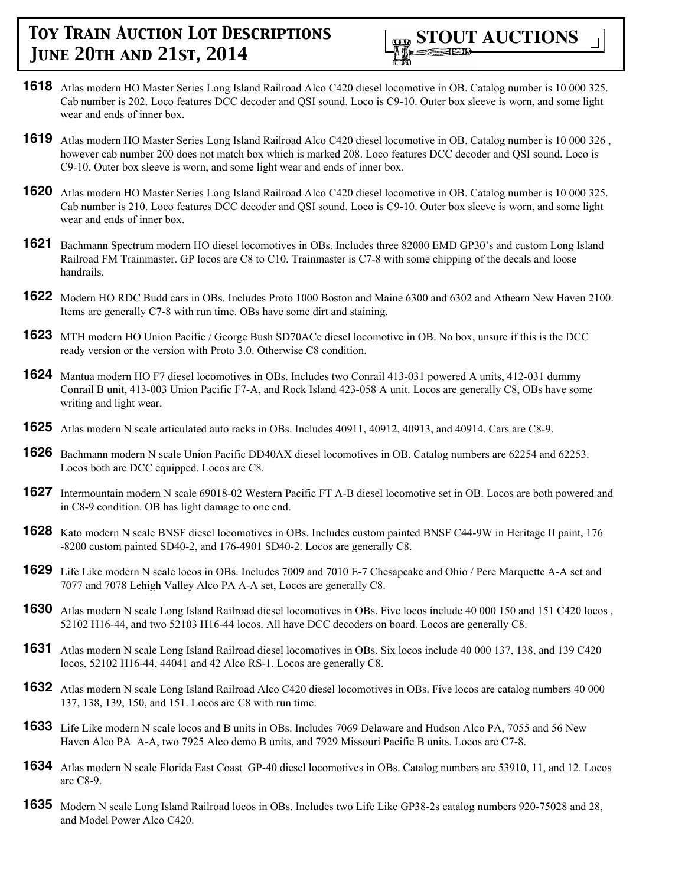**1618** Atlas modern HO Master Series Long Island Railroad Alco C420 diesel locomotive in OB. Catalog number is 10 000 325. Cab number is 202. Loco features DCC decoder and QSI sound. Loco is C9-10. Outer box sleeve is worn, and some light wear and ends of inner box.

**1619** Atlas modern HO Master Series Long Island Railroad Alco C420 diesel locomotive in OB. Catalog number is 10 000 326 , however cab number 200 does not match box which is marked 208. Loco features DCC decoder and QSI sound. Loco is C9-10. Outer box sleeve is worn, and some light wear and ends of inner box.

**1620** Atlas modern HO Master Series Long Island Railroad Alco C420 diesel locomotive in OB. Catalog number is 10 000 325. Cab number is 210. Loco features DCC decoder and QSI sound. Loco is C9-10. Outer box sleeve is worn, and some light wear and ends of inner box.

**1621** Bachmann Spectrum modern HO diesel locomotives in OBs. Includes three 82000 EMD GP30's and custom Long Island Railroad FM Trainmaster. GP locos are C8 to C10, Trainmaster is C7-8 with some chipping of the decals and loose handrails.

**1622** Modern HO RDC Budd cars in OBs. Includes Proto 1000 Boston and Maine 6300 and 6302 and Athearn New Haven 2100. Items are generally C7-8 with run time. OBs have some dirt and staining.

**1623** MTH modern HO Union Pacific / George Bush SD70ACe diesel locomotive in OB. No box, unsure if this is the DCC ready version or the version with Proto 3.0. Otherwise C8 condition.

**1624** Mantua modern HO F7 diesel locomotives in OBs. Includes two Conrail 413-031 powered A units, 412-031 dummy Conrail B unit, 413-003 Union Pacific F7-A, and Rock Island 423-058 A unit. Locos are generally C8, OBs have some writing and light wear.

**1625** Atlas modern N scale articulated auto racks in OBs. Includes 40911, 40912, 40913, and 40914. Cars are C8-9.

**1626** Bachmann modern N scale Union Pacific DD40AX diesel locomotives in OB. Catalog numbers are 62254 and 62253. Locos both are DCC equipped. Locos are C8.

**1627** Intermountain modern N scale 69018-02 Western Pacific FT A-B diesel locomotive set in OB. Locos are both powered and in C8-9 condition. OB has light damage to one end.

**1628** Kato modern N scale BNSF diesel locomotives in OBs. Includes custom painted BNSF C44-9W in Heritage II paint, 176 -8200 custom painted SD40-2, and 176-4901 SD40-2. Locos are generally C8.

**1629** Life Like modern N scale locos in OBs. Includes 7009 and 7010 E-7 Chesapeake and Ohio / Pere Marquette A-A set and 7077 and 7078 Lehigh Valley Alco PA A-A set, Locos are generally C8.

**1630** Atlas modern N scale Long Island Railroad diesel locomotives in OBs. Five locos include 40 000 150 and 151 C420 locos , 52102 H16-44, and two 52103 H16-44 locos. All have DCC decoders on board. Locos are generally C8.

**1631** Atlas modern N scale Long Island Railroad diesel locomotives in OBs. Six locos include 40 000 137, 138, and 139 C420 locos, 52102 H16-44, 44041 and 42 Alco RS-1. Locos are generally C8.

**1632** Atlas modern N scale Long Island Railroad Alco C420 diesel locomotives in OBs. Five locos are catalog numbers 40 000 137, 138, 139, 150, and 151. Locos are C8 with run time.

**1633** Life Like modern N scale locos and B units in OBs. Includes 7069 Delaware and Hudson Alco PA, 7055 and 56 New Haven Alco PA A-A, two 7925 Alco demo B units, and 7929 Missouri Pacific B units. Locos are C7-8.

**1634** Atlas modern N scale Florida East Coast GP-40 diesel locomotives in OBs. Catalog numbers are 53910, 11, and 12. Locos are C8-9.

**1635** Modern N scale Long Island Railroad locos in OBs. Includes two Life Like GP38-2s catalog numbers 920-75028 and 28, and Model Power Alco C420.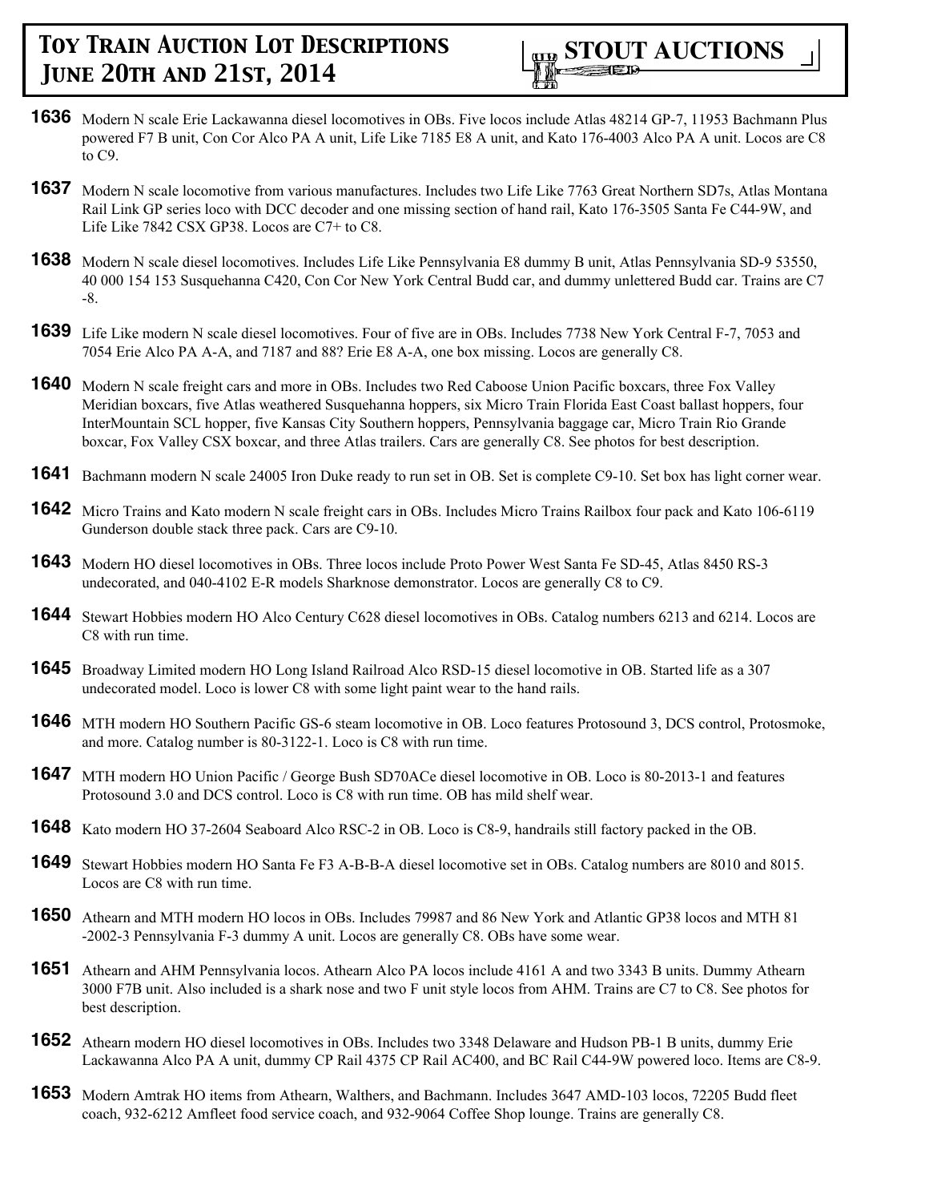**1636** Modern N scale Erie Lackawanna diesel locomotives in OBs. Five locos include Atlas 48214 GP-7, 11953 Bachmann Plus powered F7 B unit, Con Cor Alco PA A unit, Life Like 7185 E8 A unit, and Kato 176-4003 Alco PA A unit. Locos are C8 to C9.

**1637** Modern N scale locomotive from various manufactures. Includes two Life Like 7763 Great Northern SD7s, Atlas Montana Rail Link GP series loco with DCC decoder and one missing section of hand rail, Kato 176-3505 Santa Fe C44-9W, and Life Like 7842 CSX GP38. Locos are C7+ to C8.

**1638** Modern N scale diesel locomotives. Includes Life Like Pennsylvania E8 dummy B unit, Atlas Pennsylvania SD-9 53550, 40 000 154 153 Susquehanna C420, Con Cor New York Central Budd car, and dummy unlettered Budd car. Trains are C7-8.

**1639** Life Like modern N scale diesel locomotives. Four of five are in OBs. Includes 7738 New York Central F-7, 7053 and 7054 Erie Alco PA A-A, and 7187 and 88? Erie E8 A-A, one box missing. Locos are generally C8.

**1640** Modern N scale freight cars and more in OBs. Includes two Red Caboose Union Pacific boxcars, three Fox Valley Meridian boxcars, five Atlas weathered Susquehanna hoppers, six Micro Train Florida East Coast ballast hoppers, four InterMountain SCL hopper, five Kansas City Southern hoppers, Pennsylvania baggage car, Micro Train Rio Grande boxcar, Fox Valley CSX boxcar, and three Atlas trailers. Cars are generally C8. See photos for best description.

**1641** Bachmann modern N scale 24005 Iron Duke ready to run set in OB. Set is complete C9-10. Set box has light corner wear.

**1642** Micro Trains and Kato modern N scale freight cars in OBs. Includes Micro Trains Railbox four pack and Kato 106-6119 Gunderson double stack three pack. Cars are C9-10.

**1643** Modern HO diesel locomotives in OBs. Three locos include Proto Power West Santa Fe SD-45, Atlas 8450 RS-3 undecorated, and 040-4102 E-R models Sharknose demonstrator. Locos are generally C8 to C9.

**1644** Stewart Hobbies modern HO Alco Century C628 diesel locomotives in OBs. Catalog numbers 6213 and 6214. Locos are C8 with run time.

**1645** Broadway Limited modern HO Long Island Railroad Alco RSD-15 diesel locomotive in OB. Started life as a 307 undecorated model. Loco is lower C8 with some light paint wear to the hand rails.

**1646** MTH modern HO Southern Pacific GS-6 steam locomotive in OB. Loco features Protosound 3, DCS control, Protosmoke, and more. Catalog number is 80-3122-1. Loco is C8 with run time.

**1647** MTH modern HO Union Pacific / George Bush SD70ACe diesel locomotive in OB. Loco is 80-2013-1 and features Protosound 3.0 and DCS control. Loco is C8 with run time. OB has mild shelf wear.

**1648** Kato modern HO 37-2604 Seaboard Alco RSC-2 in OB. Loco is C8-9, handrails still factory packed in the OB.

**1649** Stewart Hobbies modern HO Santa Fe F3 A-B-B-A diesel locomotive set in OBs. Catalog numbers are 8010 and 8015. Locos are C8 with run time.

**1650** Athearn and MTH modern HO locos in OBs. Includes 79987 and 86 New York and Atlantic GP38 locos and MTH 81-2002-3 Pennsylvania F-3 dummy A unit. Locos are generally C8. OBs have some wear.

**1651** Athearn and AHM Pennsylvania locos. Athearn Alco PA locos include 4161 A and two 3343 B units. Dummy Athearn 3000 F7B unit. Also included is a shark nose and two F unit style locos from AHM. Trains are C7 to C8. See photos for best description.

**1652** Athearn modern HO diesel locomotives in OBs. Includes two 3348 Delaware and Hudson PB-1 B units, dummy Erie Lackawanna Alco PA A unit, dummy CP Rail 4375 CP Rail AC400, and BC Rail C44-9W powered loco. Items are C8-9.

**1653** Modern Amtrak HO items from Athearn, Walthers, and Bachmann. Includes 3647 AMD-103 locos, 72205 Budd fleet coach, 932-6212 Amfleet food service coach, and 932-9064 Coffee Shop lounge. Trains are generally C8.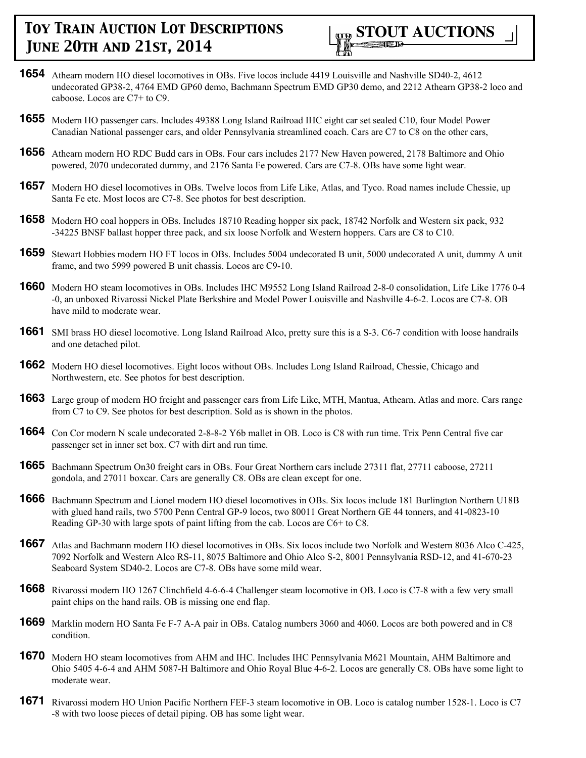**1654** Athearn modern HO diesel locomotives in OBs. Five locos include 4419 Louisville and Nashville SD40-2, 4612 undecorated GP38-2, 4764 EMD GP60 demo, Bachmann Spectrum EMD GP30 demo, and 2212 Athearn GP38-2 loco and caboose. Locos are C7+ to C9.

**1655** Modern HO passenger cars. Includes 49388 Long Island Railroad IHC eight car set sealed C10, four Model Power Canadian National passenger cars, and older Pennsylvania streamlined coach. Cars are C7 to C8 on the other cars,

**1656** Athearn modern HO RDC Budd cars in OBs. Four cars includes 2177 New Haven powered, 2178 Baltimore and Ohio powered, 2070 undecorated dummy, and 2176 Santa Fe powered. Cars are C7-8. OBs have some light wear.

**1657** Modern HO diesel locomotives in OBs. Twelve locos from Life Like, Atlas, and Tyco. Road names include Chessie, up Santa Fe etc. Most locos are C7-8. See photos for best description.

**1658** Modern HO coal hoppers in OBs. Includes 18710 Reading hopper six pack, 18742 Norfolk and Western six pack, 932-34225 BNSF ballast hopper three pack, and six loose Norfolk and Western hoppers. Cars are C8 to C10.

**1659** Stewart Hobbies modern HO FT locos in OBs. Includes 5004 undecorated B unit, 5000 undecorated A unit, dummy A unit frame, and two 5999 powered B unit chassis. Locos are C9-10.

**1660** Modern HO steam locomotives in OBs. Includes IHC M9552 Long Island Railroad 2-8-0 consolidation, Life Like 1776 0-4-0, an unboxed Rivarossi Nickel Plate Berkshire and Model Power Louisville and Nashville 4-6-2. Locos are C7-8. OB have mild to moderate wear.

**1661** SMI brass HO diesel locomotive. Long Island Railroad Alco, pretty sure this is a S-3. C6-7 condition with loose handrails and one detached pilot.

**1662** Modern HO diesel locomotives. Eight locos without OBs. Includes Long Island Railroad, Chessie, Chicago and Northwestern, etc. See photos for best description.

**1663** Large group of modern HO freight and passenger cars from Life Like, MTH, Mantua, Athearn, Atlas and more. Cars range from C7 to C9. See photos for best description. Sold as is shown in the photos.

**1664** Con Cor modern N scale undecorated 2-8-8-2 Y6b mallet in OB. Loco is C8 with run time. Trix Penn Central five car passenger set in inner set box. C7 with dirt and run time.

**1665** Bachmann Spectrum On30 freight cars in OBs. Four Great Northern cars include 27311 flat, 27711 caboose, 27211 gondola, and 27011 boxcar. Cars are generally C8. OBs are clean except for one.

**1666** Bachmann Spectrum and Lionel modern HO diesel locomotives in OBs. Six locos include 181 Burlington Northern U18B with glued hand rails, two 5700 Penn Central GP-9 locos, two 80011 Great Northern GE 44 tonners, and 41-0823-10 Reading GP-30 with large spots of paint lifting from the cab. Locos are C6+ to C8.

**1667** Atlas and Bachmann modern HO diesel locomotives in OBs. Six locos include two Norfolk and Western 8036 Alco C-425, 7092 Norfolk and Western Alco RS-11, 8075 Baltimore and Ohio Alco S-2, 8001 Pennsylvania RSD-12, and 41-670-23 Seaboard System SD40-2. Locos are C7-8. OBs have some mild wear.

**1668** Rivarossi modern HO 1267 Clinchfield 4-6-6-4 Challenger steam locomotive in OB. Loco is C7-8 with a few very small paint chips on the hand rails. OB is missing one end flap.

**1669** Marklin modern HO Santa Fe F-7 A-A pair in OBs. Catalog numbers 3060 and 4060. Locos are both powered and in C8 condition.

**1670** Modern HO steam locomotives from AHM and IHC. Includes IHC Pennsylvania M621 Mountain, AHM Baltimore and Ohio 5405 4-6-4 and AHM 5087-H Baltimore and Ohio Royal Blue 4-6-2. Locos are generally C8. OBs have some light to moderate wear.

**1671** Rivarossi modern HO Union Pacific Northern FEF-3 steam locomotive in OB. Loco is catalog number 1528-1. Loco is C7-8 with two loose pieces of detail piping. OB has some light wear.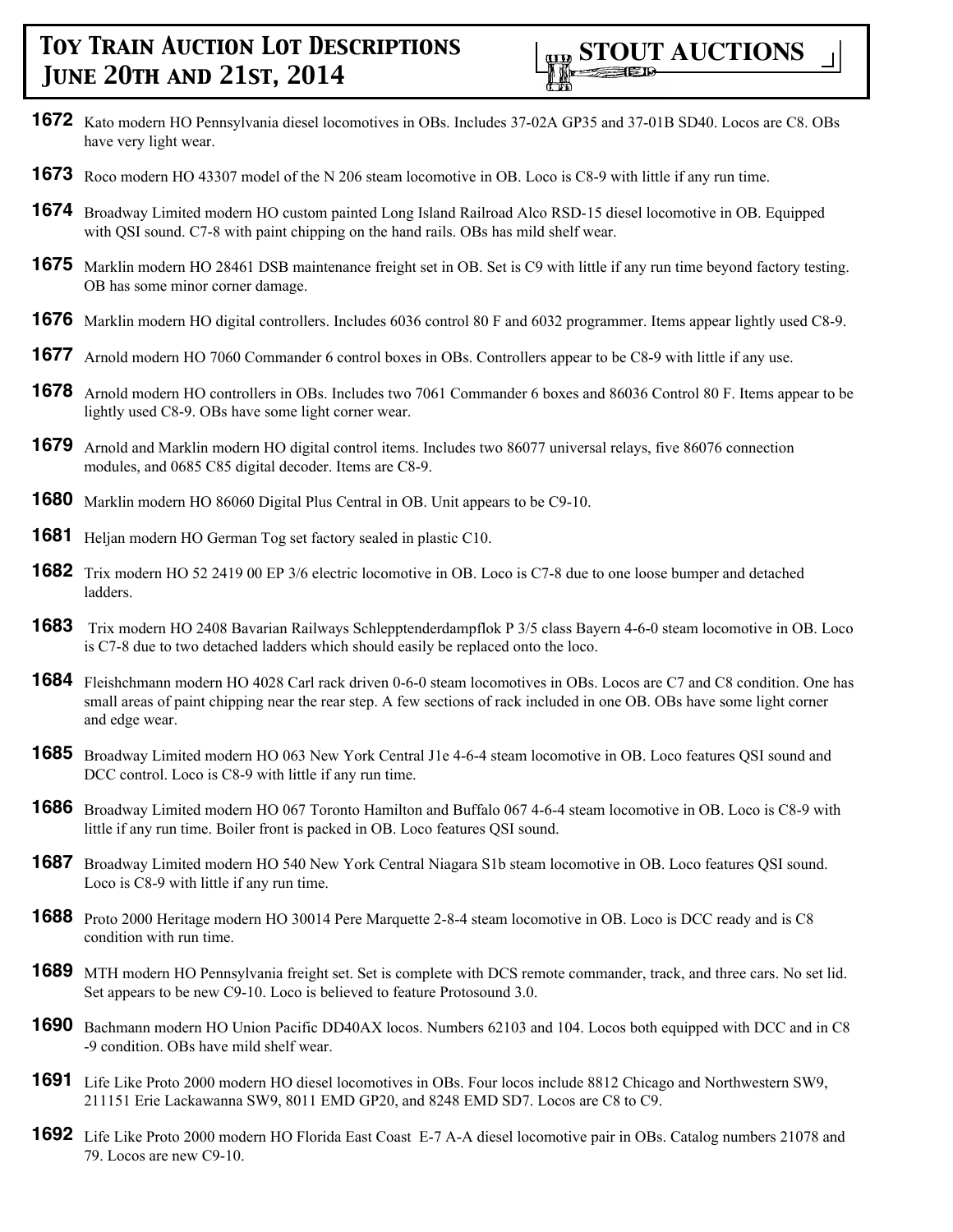**1672** Kato modern HO Pennsylvania diesel locomotives in OBs. Includes 37-02A GP35 and 37-01B SD40. Locos are C8. OBs have very light wear.

**1673** Roco modern HO 43307 model of the N 206 steam locomotive in OB. Loco is C8-9 with little if any run time.

**1674** Broadway Limited modern HO custom painted Long Island Railroad Alco RSD-15 diesel locomotive in OB. Equipped with QSI sound. C7-8 with paint chipping on the hand rails. OBs has mild shelf wear.

**1675** Marklin modern HO 28461 DSB maintenance freight set in OB. Set is C9 with little if any run time beyond factory testing. OB has some minor corner damage.

**1676** Marklin modern HO digital controllers. Includes 6036 control 80 F and 6032 programmer. Items appear lightly used C8-9.

**1677** Arnold modern HO 7060 Commander 6 control boxes in OBs. Controllers appear to be C8-9 with little if any use.

**1678** Arnold modern HO controllers in OBs. Includes two 7061 Commander 6 boxes and 86036 Control 80 F. Items appear to be lightly used C8-9. OBs have some light corner wear.

**1679** Arnold and Marklin modern HO digital control items. Includes two 86077 universal relays, five 86076 connection modules, and 0685 C85 digital decoder. Items are C8-9.

**1680** Marklin modern HO 86060 Digital Plus Central in OB. Unit appears to be C9-10.

**1681** Heljan modern HO German Tog set factory sealed in plastic C10.

**1682** Trix modern HO 52 2419 00 EP 3/6 electric locomotive in OB. Loco is C7-8 due to one loose bumper and detached ladders.

**1683** Trix modern HO 2408 Bavarian Railways Schlepptenderdampflok P 3/5 class Bayern 4-6-0 steam locomotive in OB. Loco is C7-8 due to two detached ladders which should easily be replaced onto the loco.

**1684** Fleishchmann modern HO 4028 Carl rack driven 0-6-0 steam locomotives in OBs. Locos are C7 and C8 condition. One has small areas of paint chipping near the rear step. A few sections of rack included in one OB. OBs have some light corner and edge wear.

**1685** Broadway Limited modern HO 063 New York Central J1e 4-6-4 steam locomotive in OB. Loco features QSI sound and DCC control. Loco is C8-9 with little if any run time.

**1686** Broadway Limited modern HO 067 Toronto Hamilton and Buffalo 067 4-6-4 steam locomotive in OB. Loco is C8-9 with little if any run time. Boiler front is packed in OB. Loco features QSI sound.

**1687** Broadway Limited modern HO 540 New York Central Niagara S1b steam locomotive in OB. Loco features QSI sound. Loco is C8-9 with little if any run time.

**1688** Proto 2000 Heritage modern HO 30014 Pere Marquette 2-8-4 steam locomotive in OB. Loco is DCC ready and is C8 condition with run time.

**1689** MTH modern HO Pennsylvania freight set. Set is complete with DCS remote commander, track, and three cars. No set lid. Set appears to be new C9-10. Loco is believed to feature Protosound 3.0.

**1690** Bachmann modern HO Union Pacific DD40AX locos. Numbers 62103 and 104. Locos both equipped with DCC and in C8 -9 condition. OBs have mild shelf wear.

**1691** Life Like Proto 2000 modern HO diesel locomotives in OBs. Four locos include 8812 Chicago and Northwestern SW9, 211151 Erie Lackawanna SW9, 8011 EMD GP20, and 8248 EMD SD7. Locos are C8 to C9.

**1692** Life Like Proto 2000 modern HO Florida East Coast E-7 A-A diesel locomotive pair in OBs. Catalog numbers 21078 and 79. Locos are new C9-10.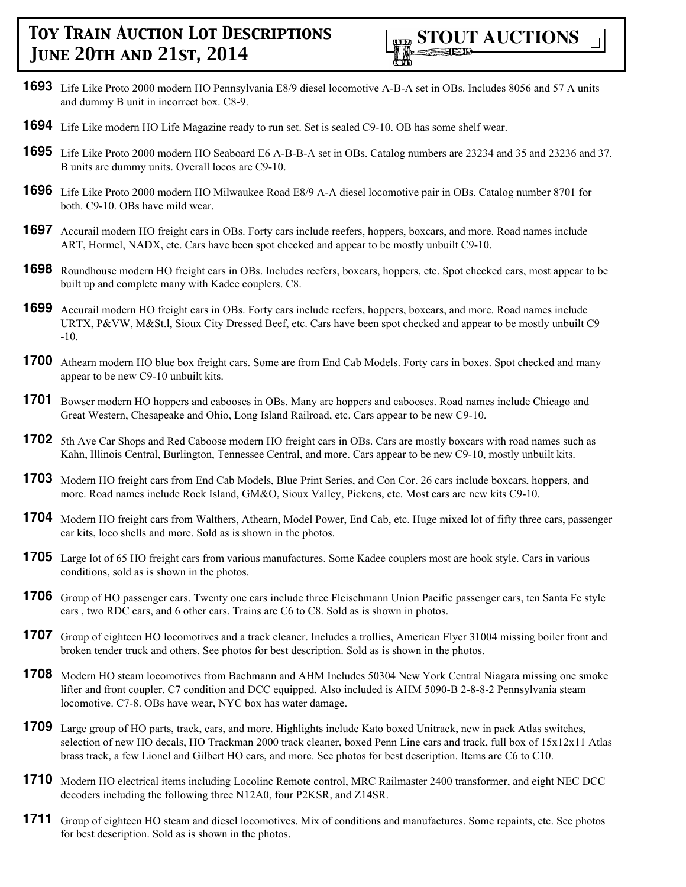**1693** Life Like Proto 2000 modern HO Pennsylvania E8/9 diesel locomotive A-B-A set in OBs. Includes 8056 and 57 A units and dummy B unit in incorrect box. C8-9.

**1694** Life Like modern HO Life Magazine ready to run set. Set is sealed C9-10. OB has some shelf wear.

**1695** Life Like Proto 2000 modern HO Seaboard E6 A-B-B-A set in OBs. Catalog numbers are 23234 and 35 and 23236 and 37. B units are dummy units. Overall locos are C9-10.

**1696** Life Like Proto 2000 modern HO Milwaukee Road E8/9 A-A diesel locomotive pair in OBs. Catalog number 8701 for both. C9-10. OBs have mild wear.

**1697** Accurail modern HO freight cars in OBs. Forty cars include reefers, hoppers, boxcars, and more. Road names include ART, Hormel, NADX, etc. Cars have been spot checked and appear to be mostly unbuilt C9-10.

**1698** Roundhouse modern HO freight cars in OBs. Includes reefers, boxcars, hoppers, etc. Spot checked cars, most appear to be built up and complete many with Kadee couplers. C8.

**1699** Accurail modern HO freight cars in OBs. Forty cars include reefers, hoppers, boxcars, and more. Road names include URTX, P&VW, M&St.l, Sioux City Dressed Beef, etc. Cars have been spot checked and appear to be mostly unbuilt C9-10.

**1700** Athearn modern HO blue box freight cars. Some are from End Cab Models. Forty cars in boxes. Spot checked and many appear to be new C9-10 unbuilt kits.

**1701** Bowser modern HO hoppers and cabooses in OBs. Many are hoppers and cabooses. Road names include Chicago and Great Western, Chesapeake and Ohio, Long Island Railroad, etc. Cars appear to be new C9-10.

**1702** 5th Ave Car Shops and Red Caboose modern HO freight cars in OBs. Cars are mostly boxcars with road names such as Kahn, Illinois Central, Burlington, Tennessee Central, and more. Cars appear to be new C9-10, mostly unbuilt kits.

**1703** Modern HO freight cars from End Cab Models, Blue Print Series, and Con Cor. 26 cars include boxcars, hoppers, and more. Road names include Rock Island, GM&O, Sioux Valley, Pickens, etc. Most cars are new kits C9-10.

**1704** Modern HO freight cars from Walthers, Athearn, Model Power, End Cab, etc. Huge mixed lot of fifty three cars, passenger car kits, loco shells and more. Sold as is shown in the photos.

**1705** Large lot of 65 HO freight cars from various manufactures. Some Kadee couplers most are hook style. Cars in various conditions, sold as is shown in the photos.

**1706** Group of HO passenger cars. Twenty one cars include three Fleischmann Union Pacific passenger cars, ten Santa Fe style cars , two RDC cars, and 6 other cars. Trains are C6 to C8. Sold as is shown in photos.

**1707** Group of eighteen HO locomotives and a track cleaner. Includes a trollies, American Flyer 31004 missing boiler front and broken tender truck and others. See photos for best description. Sold as is shown in the photos.

**1708** Modern HO steam locomotives from Bachmann and AHM Includes 50304 New York Central Niagara missing one smoke lifter and front coupler. C7 condition and DCC equipped. Also included is AHM 5090-B 2-8-8-2 Pennsylvania steam locomotive. C7-8. OBs have wear, NYC box has water damage.

**1709** Large group of HO parts, track, cars, and more. Highlights include Kato boxed Unitrack, new in pack Atlas switches, selection of new HO decals, HO Trackman 2000 track cleaner, boxed Penn Line cars and track, full box of 15x12x11 Atlas brass track, a few Lionel and Gilbert HO cars, and more. See photos for best description. Items are C6 to C10.

**1710** Modern HO electrical items including Locolinc Remote control, MRC Railmaster 2400 transformer, and eight NEC DCC decoders including the following three N12A0, four P2KSR, and Z14SR.

**1711** Group of eighteen HO steam and diesel locomotives. Mix of conditions and manufactures. Some repaints, etc. See photos for best description. Sold as is shown in the photos.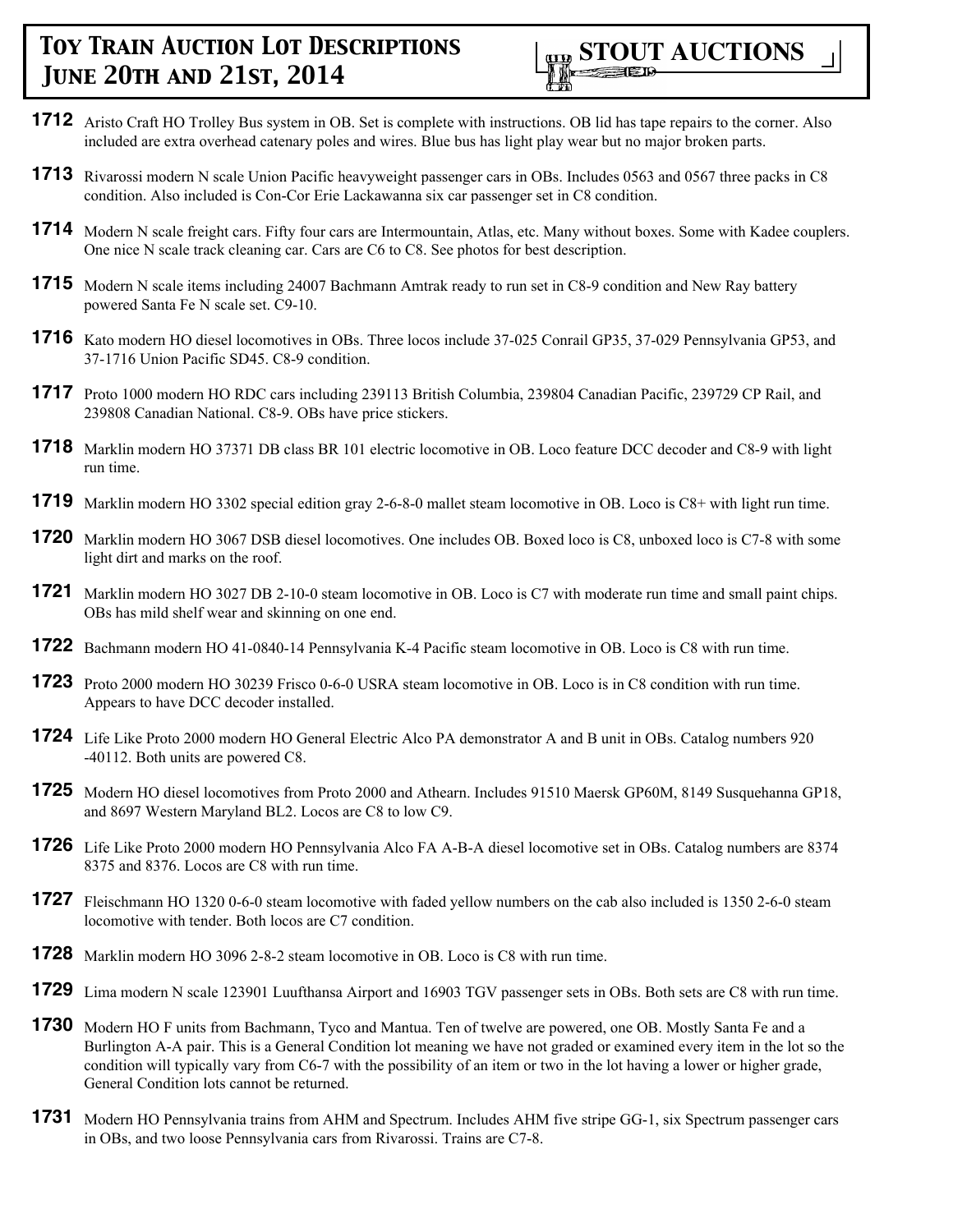**1712** Aristo Craft HO Trolley Bus system in OB. Set is complete with instructions. OB lid has tape repairs to the corner. Also included are extra overhead catenary poles and wires. Blue bus has light play wear but no major broken parts.

**1713** Rivarossi modern N scale Union Pacific heavyweight passenger cars in OBs. Includes 0563 and 0567 three packs in C8 condition. Also included is Con-Cor Erie Lackawanna six car passenger set in C8 condition.

**1714** Modern N scale freight cars. Fifty four cars are Intermountain, Atlas, etc. Many without boxes. Some with Kadee couplers. One nice N scale track cleaning car. Cars are C6 to C8. See photos for best description.

**1715** Modern N scale items including 24007 Bachmann Amtrak ready to run set in C8-9 condition and New Ray battery powered Santa Fe N scale set. C9-10.

**1716** Kato modern HO diesel locomotives in OBs. Three locos include 37-025 Conrail GP35, 37-029 Pennsylvania GP53, and 37-1716 Union Pacific SD45. C8-9 condition.

**1717** Proto 1000 modern HO RDC cars including 239113 British Columbia, 239804 Canadian Pacific, 239729 CP Rail, and 239808 Canadian National. C8-9. OBs have price stickers.

**1718** Marklin modern HO 37371 DB class BR 101 electric locomotive in OB. Loco feature DCC decoder and C8-9 with light run time.

**1719** Marklin modern HO 3302 special edition gray 2-6-8-0 mallet steam locomotive in OB. Loco is C8+ with light run time.

**1720** Marklin modern HO 3067 DSB diesel locomotives. One includes OB. Boxed loco is C8, unboxed loco is C7-8 with some light dirt and marks on the roof.

**1721** Marklin modern HO 3027 DB 2-10-0 steam locomotive in OB. Loco is C7 with moderate run time and small paint chips. OBs has mild shelf wear and skinning on one end.

**1722** Bachmann modern HO 41-0840-14 Pennsylvania K-4 Pacific steam locomotive in OB. Loco is C8 with run time.

**1723** Proto 2000 modern HO 30239 Frisco 0-6-0 USRA steam locomotive in OB. Loco is in C8 condition with run time. Appears to have DCC decoder installed.

**1724** Life Like Proto 2000 modern HO General Electric Alco PA demonstrator A and B unit in OBs. Catalog numbers 920 -40112. Both units are powered C8.

**1725** Modern HO diesel locomotives from Proto 2000 and Athearn. Includes 91510 Maersk GP60M, 8149 Susquehanna GP18, and 8697 Western Maryland BL2. Locos are C8 to low C9.

**1726** Life Like Proto 2000 modern HO Pennsylvania Alco FA A-B-A diesel locomotive set in OBs. Catalog numbers are 8374 8375 and 8376. Locos are C8 with run time.

**1727** Fleischmann HO 1320 0-6-0 steam locomotive with faded yellow numbers on the cab also included is 1350 2-6-0 steam locomotive with tender. Both locos are C7 condition.

**1728** Marklin modern HO 3096 2-8-2 steam locomotive in OB. Loco is C8 with run time.

**1729** Lima modern N scale 123901 Luufthansa Airport and 16903 TGV passenger sets in OBs. Both sets are C8 with run time.

**1730** Modern HO F units from Bachmann, Tyco and Mantua. Ten of twelve are powered, one OB. Mostly Santa Fe and a Burlington A-A pair. This is a General Condition lot meaning we have not graded or examined every item in the lot so the condition will typically vary from C6-7 with the possibility of an item or two in the lot having a lower or higher grade, General Condition lots cannot be returned.

**1731** Modern HO Pennsylvania trains from AHM and Spectrum. Includes AHM five stripe GG-1, six Spectrum passenger cars in OBs, and two loose Pennsylvania cars from Rivarossi. Trains are C7-8.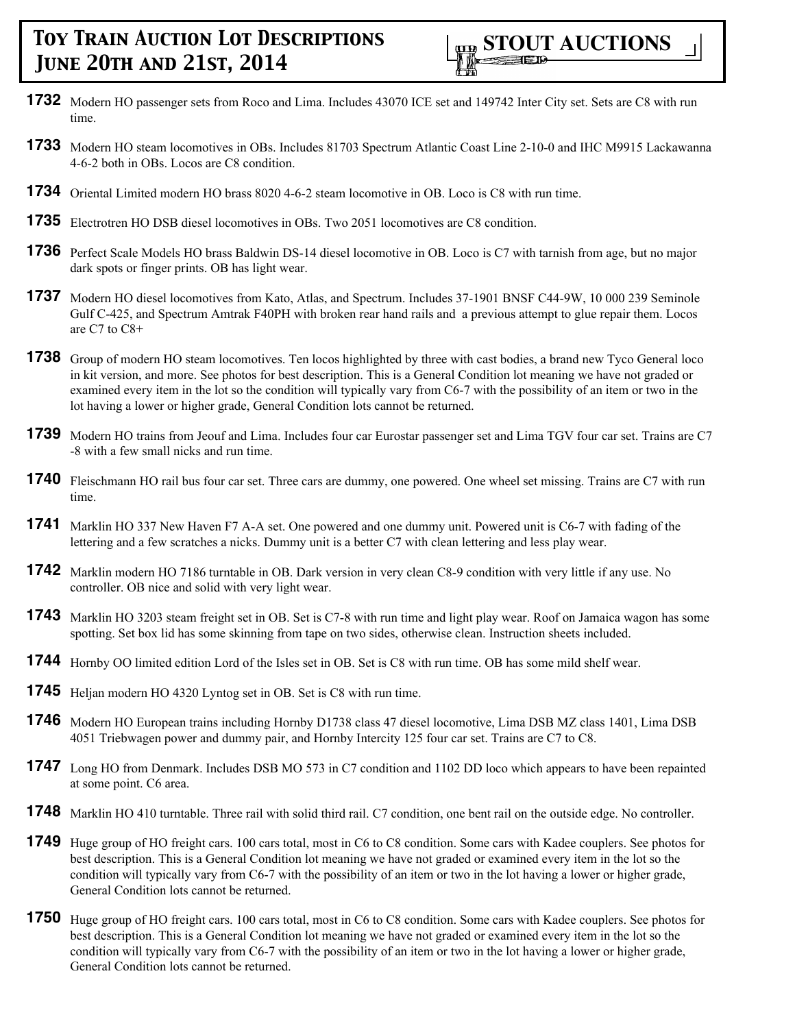**1732** Modern HO passenger sets from Roco and Lima. Includes 43070 ICE set and 149742 Inter City set. Sets are C8 with run time.

**1733** Modern HO steam locomotives in OBs. Includes 81703 Spectrum Atlantic Coast Line 2-10-0 and IHC M9915 Lackawanna 4-6-2 both in OBs. Locos are C8 condition.

**1734** Oriental Limited modern HO brass 8020 4-6-2 steam locomotive in OB. Loco is C8 with run time.

**1735** Electrotren HO DSB diesel locomotives in OBs. Two 2051 locomotives are C8 condition.

**1736** Perfect Scale Models HO brass Baldwin DS-14 diesel locomotive in OB. Loco is C7 with tarnish from age, but no major dark spots or finger prints. OB has light wear.

**1737** Modern HO diesel locomotives from Kato, Atlas, and Spectrum. Includes 37-1901 BNSF C44-9W, 10 000 239 Seminole Gulf C-425, and Spectrum Amtrak F40PH with broken rear hand rails and a previous attempt to glue repair them. Locos are C7 to C8+

**1738** Group of modern HO steam locomotives. Ten locos highlighted by three with cast bodies, a brand new Tyco General loco in kit version, and more. See photos for best description. This is a General Condition lot meaning we have not graded or examined every item in the lot so the condition will typically vary from C6-7 with the possibility of an item or two in the lot having a lower or higher grade, General Condition lots cannot be returned.

**1739** Modern HO trains from Jeouf and Lima. Includes four car Eurostar passenger set and Lima TGV four car set. Trains are C7 -8 with a few small nicks and run time.

**1740** Fleischmann HO rail bus four car set. Three cars are dummy, one powered. One wheel set missing. Trains are C7 with run time.

**1741** Marklin HO 337 New Haven F7 A-A set. One powered and one dummy unit. Powered unit is C6-7 with fading of the lettering and a few scratches a nicks. Dummy unit is a better C7 with clean lettering and less play wear.

**1742** Marklin modern HO 7186 turntable in OB. Dark version in very clean C8-9 condition with very little if any use. No controller. OB nice and solid with very light wear.

**1743** Marklin HO 3203 steam freight set in OB. Set is C7-8 with run time and light play wear. Roof on Jamaica wagon has some spotting. Set box lid has some skinning from tape on two sides, otherwise clean. Instruction sheets included.

**1744** Hornby OO limited edition Lord of the Isles set in OB. Set is C8 with run time. OB has some mild shelf wear.

**1745** Heljan modern HO 4320 Lyntog set in OB. Set is C8 with run time.

**1746** Modern HO European trains including Hornby D1738 class 47 diesel locomotive, Lima DSB MZ class 1401, Lima DSB 4051 Triebwagen power and dummy pair, and Hornby Intercity 125 four car set. Trains are C7 to C8.

**1747** Long HO from Denmark. Includes DSB MO 573 in C7 condition and 1102 DD loco which appears to have been repainted at some point. C6 area.

**1748** Marklin HO 410 turntable. Three rail with solid third rail. C7 condition, one bent rail on the outside edge. No controller.

**1749** Huge group of HO freight cars. 100 cars total, most in C6 to C8 condition. Some cars with Kadee couplers. See photos for best description. This is a General Condition lot meaning we have not graded or examined every item in the lot so the condition will typically vary from C6-7 with the possibility of an item or two in the lot having a lower or higher grade, General Condition lots cannot be returned.

**1750** Huge group of HO freight cars. 100 cars total, most in C6 to C8 condition. Some cars with Kadee couplers. See photos for best description. This is a General Condition lot meaning we have not graded or examined every item in the lot so the condition will typically vary from C6-7 with the possibility of an item or two in the lot having a lower or higher grade, General Condition lots cannot be returned.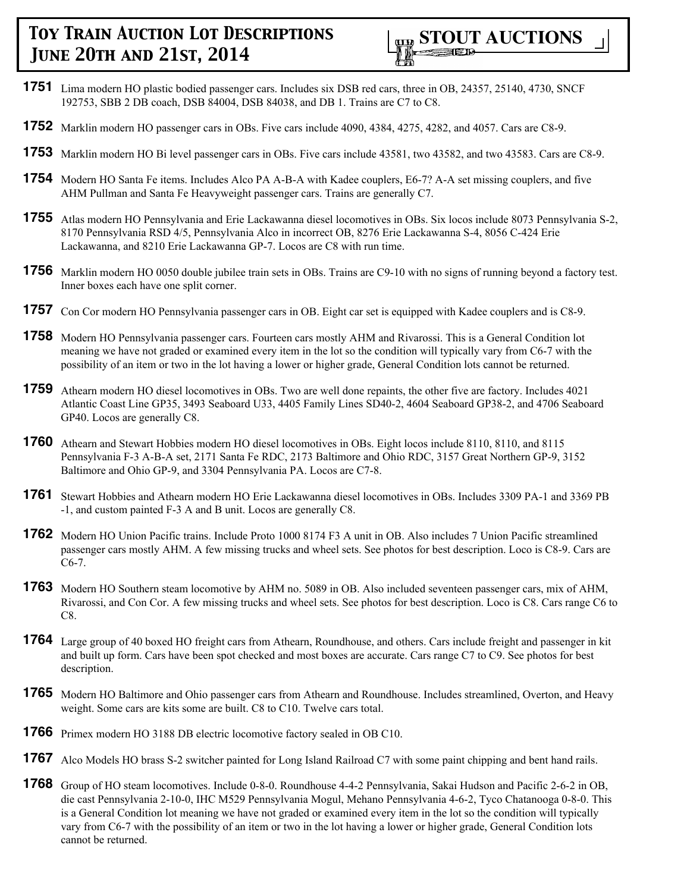**1751** Lima modern HO plastic bodied passenger cars. Includes six DSB red cars, three in OB, 24357, 25140, 4730, SNCF 192753, SBB 2 DB coach, DSB 84004, DSB 84038, and DB 1. Trains are C7 to C8.

**1752** Marklin modern HO passenger cars in OBs. Five cars include 4090, 4384, 4275, 4282, and 4057. Cars are C8-9.

**1753** Marklin modern HO Bi level passenger cars in OBs. Five cars include 43581, two 43582, and two 43583. Cars are C8-9.

**1754** Modern HO Santa Fe items. Includes Alco PA A-B-A with Kadee couplers, E6-7? A-A set missing couplers, and five AHM Pullman and Santa Fe Heavyweight passenger cars. Trains are generally C7.

**1755** Atlas modern HO Pennsylvania and Erie Lackawanna diesel locomotives in OBs. Six locos include 8073 Pennsylvania S-2, 8170 Pennsylvania RSD 4/5, Pennsylvania Alco in incorrect OB, 8276 Erie Lackawanna S-4, 8056 C-424 Erie Lackawanna, and 8210 Erie Lackawanna GP-7. Locos are C8 with run time.

**1756** Marklin modern HO 0050 double jubilee train sets in OBs. Trains are C9-10 with no signs of running beyond a factory test. Inner boxes each have one split corner.

**1757** Con Cor modern HO Pennsylvania passenger cars in OB. Eight car set is equipped with Kadee couplers and is C8-9.

**1758** Modern HO Pennsylvania passenger cars. Fourteen cars mostly AHM and Rivarossi. This is a General Condition lot meaning we have not graded or examined every item in the lot so the condition will typically vary from C6-7 with the possibility of an item or two in the lot having a lower or higher grade, General Condition lots cannot be returned.

**1759** Athearn modern HO diesel locomotives in OBs. Two are well done repaints, the other five are factory. Includes 4021 Atlantic Coast Line GP35, 3493 Seaboard U33, 4405 Family Lines SD40-2, 4604 Seaboard GP38-2, and 4706 Seaboard GP40. Locos are generally C8.

**1760** Athearn and Stewart Hobbies modern HO diesel locomotives in OBs. Eight locos include 8110, 8110, and 8115 Pennsylvania F-3 A-B-A set, 2171 Santa Fe RDC, 2173 Baltimore and Ohio RDC, 3157 Great Northern GP-9, 3152 Baltimore and Ohio GP-9, and 3304 Pennsylvania PA. Locos are C7-8.

**1761** Stewart Hobbies and Athearn modern HO Erie Lackawanna diesel locomotives in OBs. Includes 3309 PA-1 and 3369 PB -1, and custom painted F-3 A and B unit. Locos are generally C8.

**1762** Modern HO Union Pacific trains. Include Proto 1000 8174 F3 A unit in OB. Also includes 7 Union Pacific streamlined passenger cars mostly AHM. A few missing trucks and wheel sets. See photos for best description. Loco is C8-9. Cars are C6-7.

**1763** Modern HO Southern steam locomotive by AHM no. 5089 in OB. Also included seventeen passenger cars, mix of AHM, Rivarossi, and Con Cor. A few missing trucks and wheel sets. See photos for best description. Loco is C8. Cars range C6 to C8.

**1764** Large group of 40 boxed HO freight cars from Athearn, Roundhouse, and others. Cars include freight and passenger in kit and built up form. Cars have been spot checked and most boxes are accurate. Cars range C7 to C9. See photos for best description.

**1765** Modern HO Baltimore and Ohio passenger cars from Athearn and Roundhouse. Includes streamlined, Overton, and Heavy weight. Some cars are kits some are built. C8 to C10. Twelve cars total.

**1766** Primex modern HO 3188 DB electric locomotive factory sealed in OB C10.

**1767** Alco Models HO brass S-2 switcher painted for Long Island Railroad C7 with some paint chipping and bent hand rails.

**1768** Group of HO steam locomotives. Include 0-8-0. Roundhouse 4-4-2 Pennsylvania, Sakai Hudson and Pacific 2-6-2 in OB, die cast Pennsylvania 2-10-0, IHC M529 Pennsylvania Mogul, Mehano Pennsylvania 4-6-2, Tyco Chatanooga 0-8-0. This is a General Condition lot meaning we have not graded or examined every item in the lot so the condition will typically vary from C6-7 with the possibility of an item or two in the lot having a lower or higher grade, General Condition lots cannot be returned.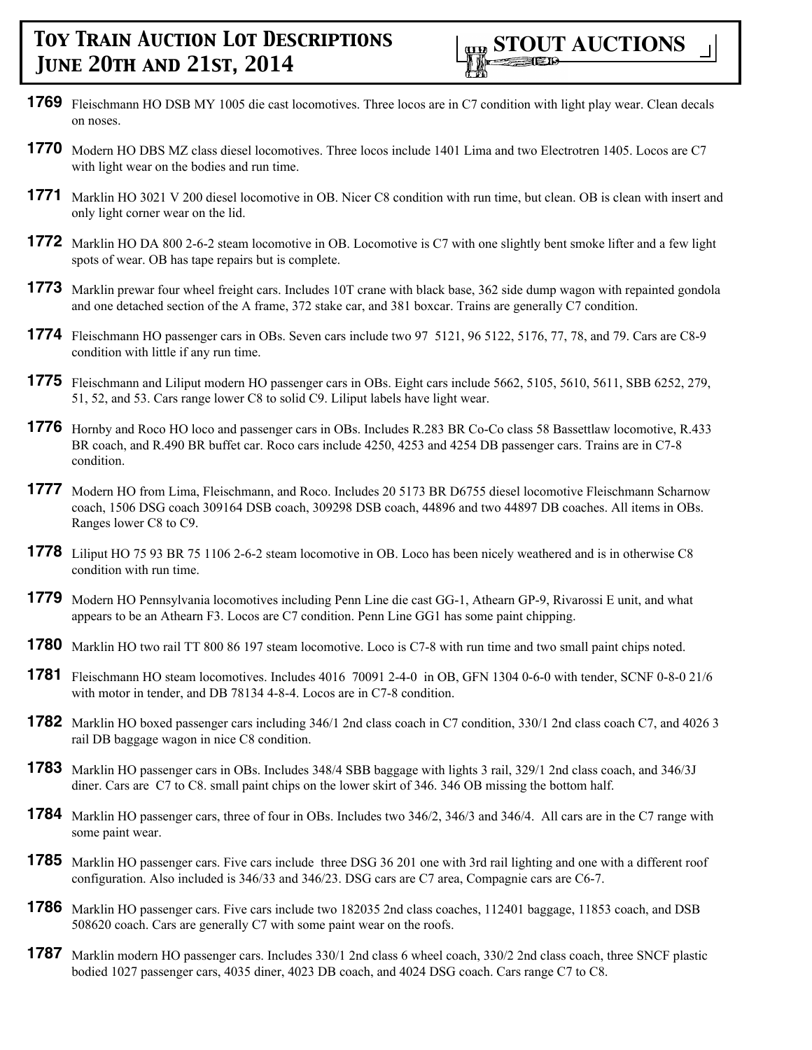**1769** Fleischmann HO DSB MY 1005 die cast locomotives. Three locos are in C7 condition with light play wear. Clean decals on noses.

**1770** Modern HO DBS MZ class diesel locomotives. Three locos include 1401 Lima and two Electrotren 1405. Locos are C7 with light wear on the bodies and run time.

**1771** Marklin HO 3021 V 200 diesel locomotive in OB. Nicer C8 condition with run time, but clean. OB is clean with insert and only light corner wear on the lid.

**1772** Marklin HO DA 800 2-6-2 steam locomotive in OB. Locomotive is C7 with one slightly bent smoke lifter and a few light spots of wear. OB has tape repairs but is complete.

**1773** Marklin prewar four wheel freight cars. Includes 10T crane with black base, 362 side dump wagon with repainted gondola and one detached section of the A frame, 372 stake car, and 381 boxcar. Trains are generally C7 condition.

**1774** Fleischmann HO passenger cars in OBs. Seven cars include two 97 5121, 96 5122, 5176, 77, 78, and 79. Cars are C8-9 condition with little if any run time.

**1775** Fleischmann and Liliput modern HO passenger cars in OBs. Eight cars include 5662, 5105, 5610, 5611, SBB 6252, 279, 51, 52, and 53. Cars range lower C8 to solid C9. Liliput labels have light wear.

**1776** Hornby and Roco HO loco and passenger cars in OBs. Includes R.283 BR Co-Co class 58 Bassettlaw locomotive, R.433 BR coach, and R.490 BR buffet car. Roco cars include 4250, 4253 and 4254 DB passenger cars. Trains are in C7-8 condition.

**1777** Modern HO from Lima, Fleischmann, and Roco. Includes 20 5173 BR D6755 diesel locomotive Fleischmann Scharnow coach, 1506 DSG coach 309164 DSB coach, 309298 DSB coach, 44896 and two 44897 DB coaches. All items in OBs. Ranges lower C8 to C9.

**1778** Liliput HO 75 93 BR 75 1106 2-6-2 steam locomotive in OB. Loco has been nicely weathered and is in otherwise C8 condition with run time.

**1779** Modern HO Pennsylvania locomotives including Penn Line die cast GG-1, Athearn GP-9, Rivarossi E unit, and what appears to be an Athearn F3. Locos are C7 condition. Penn Line GG1 has some paint chipping.

**1780** Marklin HO two rail TT 800 86 197 steam locomotive. Loco is C7-8 with run time and two small paint chips noted.

**1781** Fleischmann HO steam locomotives. Includes 4016 70091 2-4-0 in OB, GFN 1304 0-6-0 with tender, SCNF 0-8-0 21/6 with motor in tender, and DB 78134 4-8-4. Locos are in C7-8 condition.

**1782** Marklin HO boxed passenger cars including 346/1 2nd class coach in C7 condition, 330/1 2nd class coach C7, and 4026 3 rail DB baggage wagon in nice C8 condition.

**1783** Marklin HO passenger cars in OBs. Includes 348/4 SBB baggage with lights 3 rail, 329/1 2nd class coach, and 346/3J diner. Cars are C7 to C8. small paint chips on the lower skirt of 346. 346 OB missing the bottom half.

**1784** Marklin HO passenger cars, three of four in OBs. Includes two 346/2, 346/3 and 346/4. All cars are in the C7 range with some paint wear.

**1785** Marklin HO passenger cars. Five cars include three DSG 36 201 one with 3rd rail lighting and one with a different roof configuration. Also included is 346/33 and 346/23. DSG cars are C7 area, Compagnie cars are C6-7.

**1786** Marklin HO passenger cars. Five cars include two 182035 2nd class coaches, 112401 baggage, 11853 coach, and DSB 508620 coach. Cars are generally C7 with some paint wear on the roofs.

**1787** Marklin modern HO passenger cars. Includes 330/1 2nd class 6 wheel coach, 330/2 2nd class coach, three SNCF plastic bodied 1027 passenger cars, 4035 diner, 4023 DB coach, and 4024 DSG coach. Cars range C7 to C8.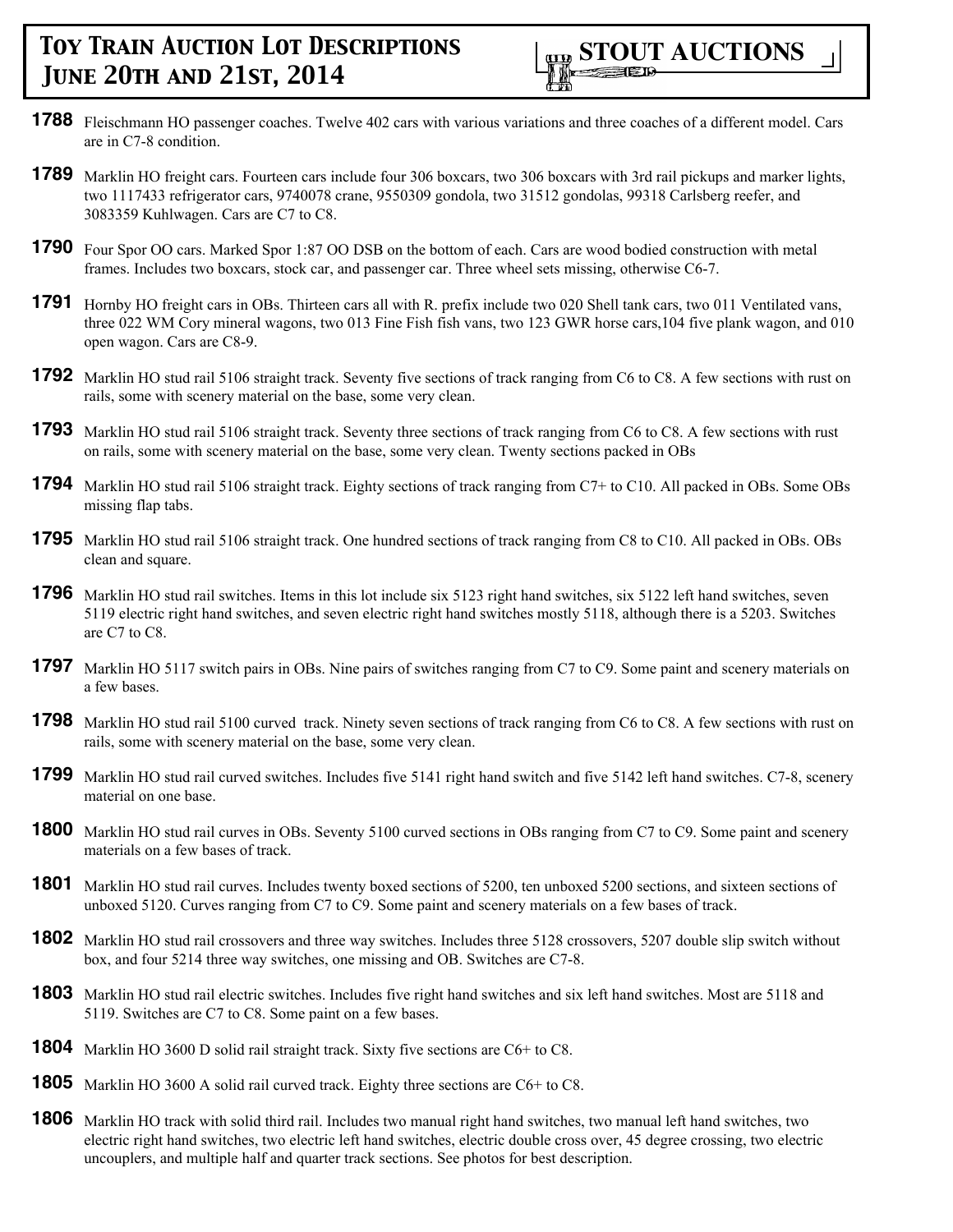**1788** Fleischmann HO passenger coaches. Twelve 402 cars with various variations and three coaches of a different model. Cars are in C7-8 condition.

**1789** Marklin HO freight cars. Fourteen cars include four 306 boxcars, two 306 boxcars with 3rd rail pickups and marker lights, two 1117433 refrigerator cars, 9740078 crane, 9550309 gondola, two 31512 gondolas, 99318 Carlsberg reefer, and 3083359 Kuhlwagen. Cars are C7 to C8.

**1790** Four Spor OO cars. Marked Spor 1:87 OO DSB on the bottom of each. Cars are wood bodied construction with metal frames. Includes two boxcars, stock car, and passenger car. Three wheel sets missing, otherwise C6-7.

**1791** Hornby HO freight cars in OBs. Thirteen cars all with R. prefix include two 020 Shell tank cars, two 011 Ventilated vans, three 022 WM Cory mineral wagons, two 013 Fine Fish fish vans, two 123 GWR horse cars,104 five plank wagon, and 010 open wagon. Cars are C8-9.

**1792** Marklin HO stud rail 5106 straight track. Seventy five sections of track ranging from C6 to C8. A few sections with rust on rails, some with scenery material on the base, some very clean.

**1793** Marklin HO stud rail 5106 straight track. Seventy three sections of track ranging from C6 to C8. A few sections with rust on rails, some with scenery material on the base, some very clean. Twenty sections packed in OBs

**1794** Marklin HO stud rail 5106 straight track. Eighty sections of track ranging from C7+ to C10. All packed in OBs. Some OBs missing flap tabs.

**1795** Marklin HO stud rail 5106 straight track. One hundred sections of track ranging from C8 to C10. All packed in OBs. OBs clean and square.

**1796** Marklin HO stud rail switches. Items in this lot include six 5123 right hand switches, six 5122 left hand switches, seven 5119 electric right hand switches, and seven electric right hand switches mostly 5118, although there is a 5203. Switches are C7 to C8.

**1797** Marklin HO 5117 switch pairs in OBs. Nine pairs of switches ranging from C7 to C9. Some paint and scenery materials on a few bases.

**1798** Marklin HO stud rail 5100 curved track. Ninety seven sections of track ranging from C6 to C8. A few sections with rust on rails, some with scenery material on the base, some very clean.

**1799** Marklin HO stud rail curved switches. Includes five 5141 right hand switch and five 5142 left hand switches. C7-8, scenery material on one base.

**1800** Marklin HO stud rail curves in OBs. Seventy 5100 curved sections in OBs ranging from C7 to C9. Some paint and scenery materials on a few bases of track.

**1801** Marklin HO stud rail curves. Includes twenty boxed sections of 5200, ten unboxed 5200 sections, and sixteen sections of unboxed 5120. Curves ranging from C7 to C9. Some paint and scenery materials on a few bases of track.

**1802** Marklin HO stud rail crossovers and three way switches. Includes three 5128 crossovers, 5207 double slip switch without box, and four 5214 three way switches, one missing and OB. Switches are C7-8.

**1803** Marklin HO stud rail electric switches. Includes five right hand switches and six left hand switches. Most are 5118 and 5119. Switches are C7 to C8. Some paint on a few bases.

**1804** Marklin HO 3600 D solid rail straight track. Sixty five sections are C6+ to C8.

**1805** Marklin HO 3600 A solid rail curved track. Eighty three sections are C6+ to C8.

**1806** Marklin HO track with solid third rail. Includes two manual right hand switches, two manual left hand switches, two electric right hand switches, two electric left hand switches, electric double cross over, 45 degree crossing, two electric uncouplers, and multiple half and quarter track sections. See photos for best description.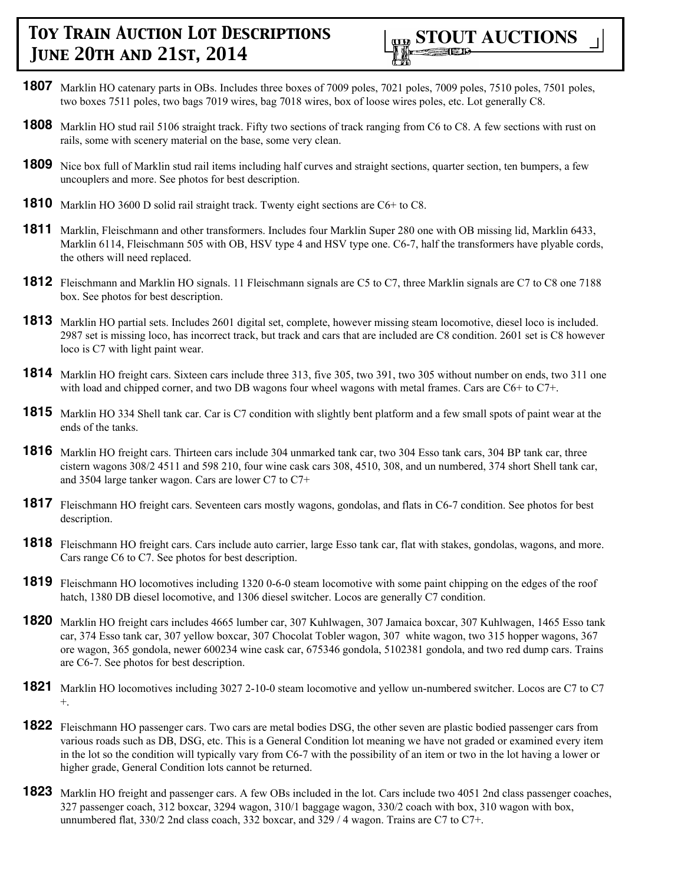**1807** Marklin HO catenary parts in OBs. Includes three boxes of 7009 poles, 7021 poles, 7009 poles, 7510 poles, 7501 poles, two boxes 7511 poles, two bags 7019 wires, bag 7018 wires, box of loose wires poles, etc. Lot generally C8.

**1808** Marklin HO stud rail 5106 straight track. Fifty two sections of track ranging from C6 to C8. A few sections with rust on rails, some with scenery material on the base, some very clean.

**1809** Nice box full of Marklin stud rail items including half curves and straight sections, quarter section, ten bumpers, a few uncouplers and more. See photos for best description.

**1810** Marklin HO 3600 D solid rail straight track. Twenty eight sections are C6+ to C8.

**1811** Marklin, Fleischmann and other transformers. Includes four Marklin Super 280 one with OB missing lid, Marklin 6433, Marklin 6114, Fleischmann 505 with OB, HSV type 4 and HSV type one. C6-7, half the transformers have plyable cords, the others will need replaced.

**1812** Fleischmann and Marklin HO signals. 11 Fleischmann signals are C5 to C7, three Marklin signals are C7 to C8 one 7188 box. See photos for best description.

**1813** Marklin HO partial sets. Includes 2601 digital set, complete, however missing steam locomotive, diesel loco is included. 2987 set is missing loco, has incorrect track, but track and cars that are included are C8 condition. 2601 set is C8 however loco is C7 with light paint wear.

**1814** Marklin HO freight cars. Sixteen cars include three 313, five 305, two 391, two 305 without number on ends, two 311 one with load and chipped corner, and two DB wagons four wheel wagons with metal frames. Cars are C6+ to C7+.

**1815** Marklin HO 334 Shell tank car. Car is C7 condition with slightly bent platform and a few small spots of paint wear at the ends of the tanks.

**1816** Marklin HO freight cars. Thirteen cars include 304 unmarked tank car, two 304 Esso tank cars, 304 BP tank car, three cistern wagons 308/2 4511 and 598 210, four wine cask cars 308, 4510, 308, and un numbered, 374 short Shell tank car, and 3504 large tanker wagon. Cars are lower C7 to C7+

**1817** Fleischmann HO freight cars. Seventeen cars mostly wagons, gondolas, and flats in C6-7 condition. See photos for best description.

**1818** Fleischmann HO freight cars. Cars include auto carrier, large Esso tank car, flat with stakes, gondolas, wagons, and more. Cars range C6 to C7. See photos for best description.

**1819** Fleischmann HO locomotives including 1320 0-6-0 steam locomotive with some paint chipping on the edges of the roof hatch, 1380 DB diesel locomotive, and 1306 diesel switcher. Locos are generally C7 condition.

**1820** Marklin HO freight cars includes 4665 lumber car, 307 Kuhlwagen, 307 Jamaica boxcar, 307 Kuhlwagen, 1465 Esso tank car, 374 Esso tank car, 307 yellow boxcar, 307 Chocolat Tobler wagon, 307 white wagon, two 315 hopper wagons, 367 ore wagon, 365 gondola, newer 600234 wine cask car, 675346 gondola, 5102381 gondola, and two red dump cars. Trains are C6-7. See photos for best description.

**1821** Marklin HO locomotives including 3027 2-10-0 steam locomotive and yellow un-numbered switcher. Locos are C7 to C7+.

**1822** Fleischmann HO passenger cars. Two cars are metal bodies DSG, the other seven are plastic bodied passenger cars from various roads such as DB, DSG, etc. This is a General Condition lot meaning we have not graded or examined every item in the lot so the condition will typically vary from C6-7 with the possibility of an item or two in the lot having a lower or higher grade, General Condition lots cannot be returned.

**1823** Marklin HO freight and passenger cars. A few OBs included in the lot. Cars include two 4051 2nd class passenger coaches, 327 passenger coach, 312 boxcar, 3294 wagon, 310/1 baggage wagon, 330/2 coach with box, 310 wagon with box, unnumbered flat, 330/2 2nd class coach, 332 boxcar, and 329 / 4 wagon. Trains are C7 to C7+.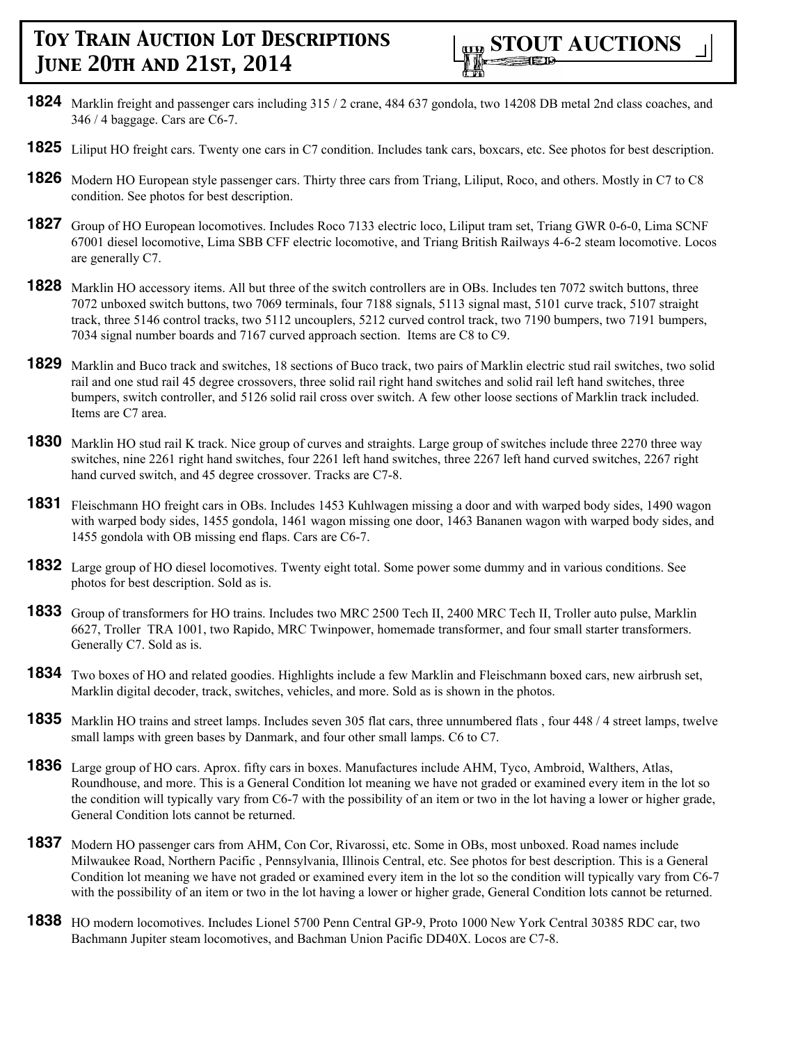**1824** Marklin freight and passenger cars including 315 / 2 crane, 484 637 gondola, two 14208 DB metal 2nd class coaches, and 346 / 4 baggage. Cars are C6-7.

**1825** Liliput HO freight cars. Twenty one cars in C7 condition. Includes tank cars, boxcars, etc. See photos for best description.

**1826** Modern HO European style passenger cars. Thirty three cars from Triang, Liliput, Roco, and others. Mostly in C7 to C8 condition. See photos for best description.

**1827** Group of HO European locomotives. Includes Roco 7133 electric loco, Liliput tram set, Triang GWR 0-6-0, Lima SCNF 67001 diesel locomotive, Lima SBB CFF electric locomotive, and Triang British Railways 4-6-2 steam locomotive. Locos are generally C7.

**1828** Marklin HO accessory items. All but three of the switch controllers are in OBs. Includes ten 7072 switch buttons, three 7072 unboxed switch buttons, two 7069 terminals, four 7188 signals, 5113 signal mast, 5101 curve track, 5107 straight track, three 5146 control tracks, two 5112 uncouplers, 5212 curved control track, two 7190 bumpers, two 7191 bumpers, 7034 signal number boards and 7167 curved approach section. Items are C8 to C9.

**1829** Marklin and Buco track and switches, 18 sections of Buco track, two pairs of Marklin electric stud rail switches, two solid rail and one stud rail 45 degree crossovers, three solid rail right hand switches and solid rail left hand switches, three bumpers, switch controller, and 5126 solid rail cross over switch. A few other loose sections of Marklin track included. Items are C7 area.

**1830** Marklin HO stud rail K track. Nice group of curves and straights. Large group of switches include three 2270 three way switches, nine 2261 right hand switches, four 2261 left hand switches, three 2267 left hand curved switches, 2267 right hand curved switch, and 45 degree crossover. Tracks are C7-8.

**1831** Fleischmann HO freight cars in OBs. Includes 1453 Kuhlwagen missing a door and with warped body sides, 1490 wagon with warped body sides, 1455 gondola, 1461 wagon missing one door, 1463 Bananen wagon with warped body sides, and 1455 gondola with OB missing end flaps. Cars are C6-7.

**1832** Large group of HO diesel locomotives. Twenty eight total. Some power some dummy and in various conditions. See photos for best description. Sold as is.

**1833** Group of transformers for HO trains. Includes two MRC 2500 Tech II, 2400 MRC Tech II, Troller auto pulse, Marklin 6627, Troller TRA 1001, two Rapido, MRC Twinpower, homemade transformer, and four small starter transformers. Generally C7. Sold as is.

**1834** Two boxes of HO and related goodies. Highlights include a few Marklin and Fleischmann boxed cars, new airbrush set, Marklin digital decoder, track, switches, vehicles, and more. Sold as is shown in the photos.

**1835** Marklin HO trains and street lamps. Includes seven 305 flat cars, three unnumbered flats , four 448 / 4 street lamps, twelve small lamps with green bases by Danmark, and four other small lamps. C6 to C7.

**1836** Large group of HO cars. Aprox. fifty cars in boxes. Manufactures include AHM, Tyco, Ambroid, Walthers, Atlas, Roundhouse, and more. This is a General Condition lot meaning we have not graded or examined every item in the lot so the condition will typically vary from C6-7 with the possibility of an item or two in the lot having a lower or higher grade, General Condition lots cannot be returned.

**1837** Modern HO passenger cars from AHM, Con Cor, Rivarossi, etc. Some in OBs, most unboxed. Road names include Milwaukee Road, Northern Pacific , Pennsylvania, Illinois Central, etc. See photos for best description. This is a General Condition lot meaning we have not graded or examined every item in the lot so the condition will typically vary from C6-7 with the possibility of an item or two in the lot having a lower or higher grade, General Condition lots cannot be returned.

**1838** HO modern locomotives. Includes Lionel 5700 Penn Central GP-9, Proto 1000 New York Central 30385 RDC car, two Bachmann Jupiter steam locomotives, and Bachman Union Pacific DD40X. Locos are C7-8.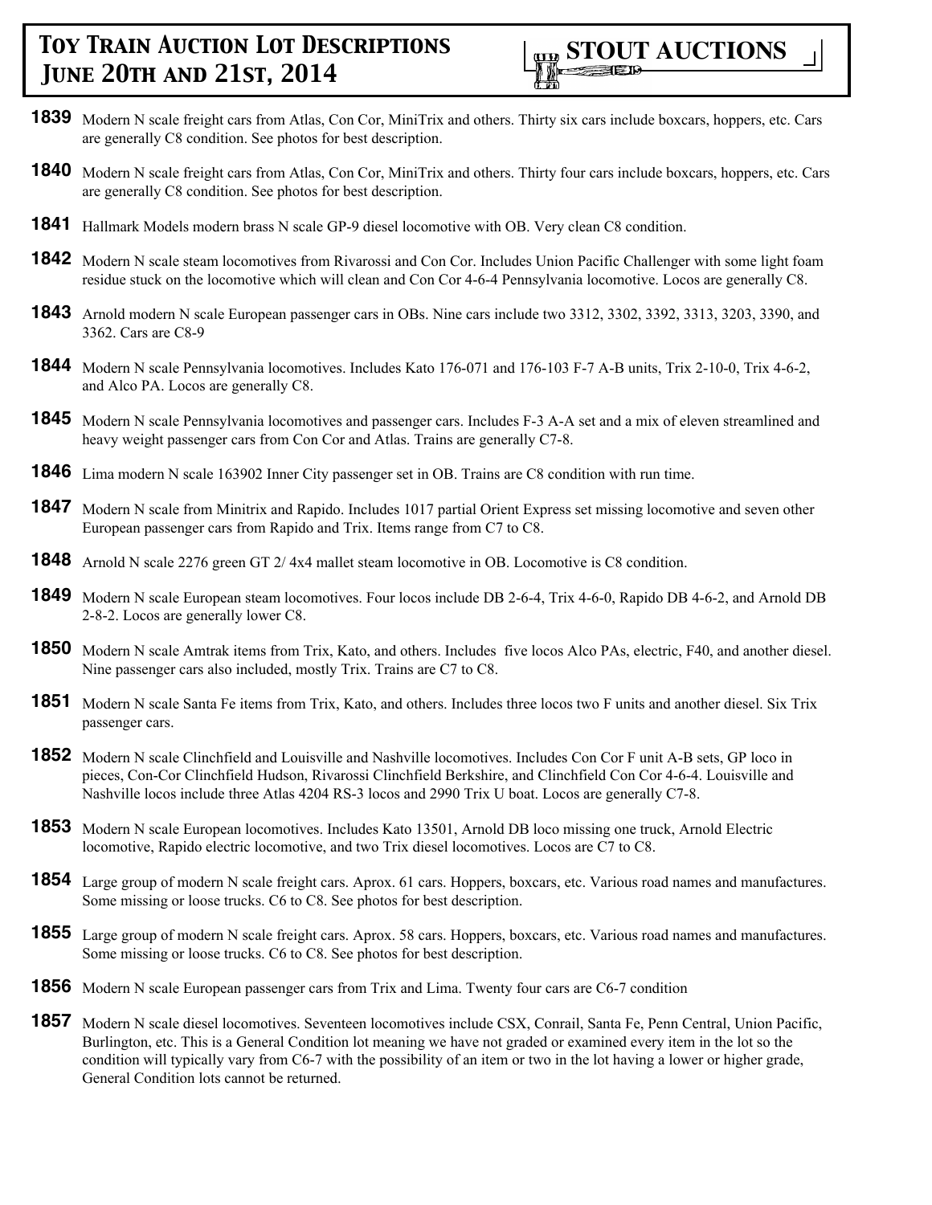**1839** Modern N scale freight cars from Atlas, Con Cor, MiniTrix and others. Thirty six cars include boxcars, hoppers, etc. Cars are generally C8 condition. See photos for best description.

**1840** Modern N scale freight cars from Atlas, Con Cor, MiniTrix and others. Thirty four cars include boxcars, hoppers, etc. Cars are generally C8 condition. See photos for best description.

**1841** Hallmark Models modern brass N scale GP-9 diesel locomotive with OB. Very clean C8 condition.

**1842** Modern N scale steam locomotives from Rivarossi and Con Cor. Includes Union Pacific Challenger with some light foam residue stuck on the locomotive which will clean and Con Cor 4-6-4 Pennsylvania locomotive. Locos are generally C8.

**1843** Arnold modern N scale European passenger cars in OBs. Nine cars include two 3312, 3302, 3392, 3313, 3203, 3390, and 3362. Cars are C8-9

**1844** Modern N scale Pennsylvania locomotives. Includes Kato 176-071 and 176-103 F-7 A-B units, Trix 2-10-0, Trix 4-6-2, and Alco PA. Locos are generally C8.

**1845** Modern N scale Pennsylvania locomotives and passenger cars. Includes F-3 A-A set and a mix of eleven streamlined and heavy weight passenger cars from Con Cor and Atlas. Trains are generally C7-8.

**1846** Lima modern N scale 163902 Inner City passenger set in OB. Trains are C8 condition with run time.

**1847** Modern N scale from Minitrix and Rapido. Includes 1017 partial Orient Express set missing locomotive and seven other European passenger cars from Rapido and Trix. Items range from C7 to C8.

**1848** Arnold N scale 2276 green GT 2/ 4x4 mallet steam locomotive in OB. Locomotive is C8 condition.

**1849** Modern N scale European steam locomotives. Four locos include DB 2-6-4, Trix 4-6-0, Rapido DB 4-6-2, and Arnold DB 2-8-2. Locos are generally lower C8.

**1850** Modern N scale Amtrak items from Trix, Kato, and others. Includes five locos Alco PAs, electric, F40, and another diesel. Nine passenger cars also included, mostly Trix. Trains are C7 to C8.

**1851** Modern N scale Santa Fe items from Trix, Kato, and others. Includes three locos two F units and another diesel. Six Trix passenger cars.

**1852** Modern N scale Clinchfield and Louisville and Nashville locomotives. Includes Con Cor F unit A-B sets, GP loco in pieces, Con-Cor Clinchfield Hudson, Rivarossi Clinchfield Berkshire, and Clinchfield Con Cor 4-6-4. Louisville and Nashville locos include three Atlas 4204 RS-3 locos and 2990 Trix U boat. Locos are generally C7-8.

**1853** Modern N scale European locomotives. Includes Kato 13501, Arnold DB loco missing one truck, Arnold Electric locomotive, Rapido electric locomotive, and two Trix diesel locomotives. Locos are C7 to C8.

**1854** Large group of modern N scale freight cars. Aprox. 61 cars. Hoppers, boxcars, etc. Various road names and manufactures. Some missing or loose trucks. C6 to C8. See photos for best description.

**1855** Large group of modern N scale freight cars. Aprox. 58 cars. Hoppers, boxcars, etc. Various road names and manufactures. Some missing or loose trucks. C6 to C8. See photos for best description.

**1856** Modern N scale European passenger cars from Trix and Lima. Twenty four cars are C6-7 condition

**1857** Modern N scale diesel locomotives. Seventeen locomotives include CSX, Conrail, Santa Fe, Penn Central, Union Pacific, Burlington, etc. This is a General Condition lot meaning we have not graded or examined every item in the lot so the condition will typically vary from C6-7 with the possibility of an item or two in the lot having a lower or higher grade, General Condition lots cannot be returned.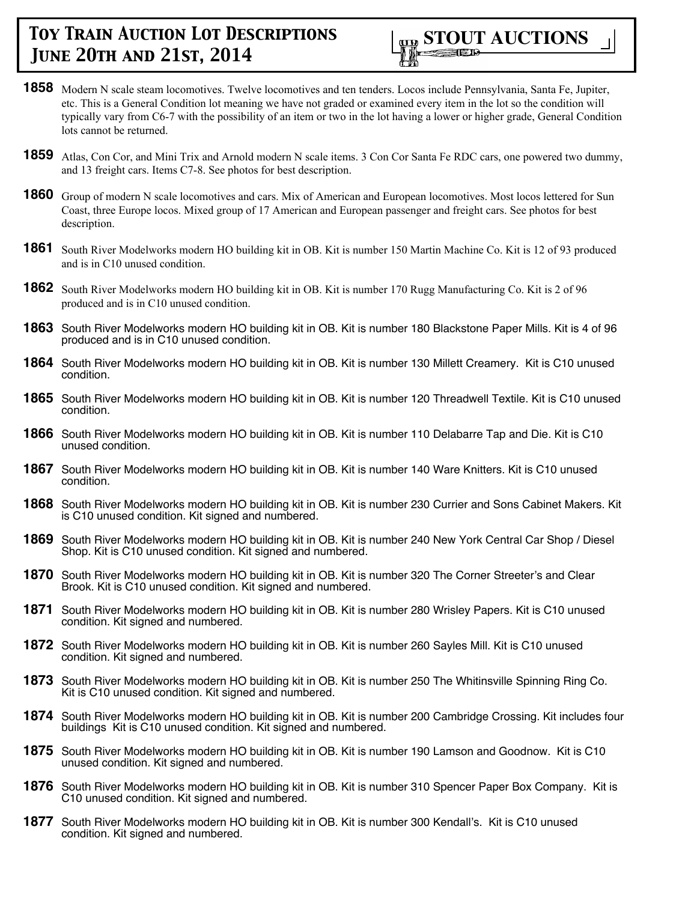**1858** Modern N scale steam locomotives. Twelve locomotives and ten tenders. Locos include Pennsylvania, Santa Fe, Jupiter, etc. This is a General Condition lot meaning we have not graded or examined every item in the lot so the condition will typically vary from C6-7 with the possibility of an item or two in the lot having a lower or higher grade, General Condition lots cannot be returned.

**1859** Atlas, Con Cor, and Mini Trix and Arnold modern N scale items. 3 Con Cor Santa Fe RDC cars, one powered two dummy, and 13 freight cars. Items C7-8. See photos for best description.

**1860** Group of modern N scale locomotives and cars. Mix of American and European locomotives. Most locos lettered for Sun Coast, three Europe locos. Mixed group of 17 American and European passenger and freight cars. See photos for best description.

**1861** South River Modelworks modern HO building kit in OB. Kit is number 150 Martin Machine Co. Kit is 12 of 93 produced and is in C10 unused condition.

**1862** South River Modelworks modern HO building kit in OB. Kit is number 170 Rugg Manufacturing Co. Kit is 2 of 96 produced and is in C10 unused condition.

**1863** South River Modelworks modern HO building kit in OB. Kit is number 180 Blackstone Paper Mills. Kit is 4 of 96 produced and is in C10 unused condition.

**1864** South River Modelworks modern HO building kit in OB. Kit is number 130 Millett Creamery. Kit is C10 unused condition.

**1865** South River Modelworks modern HO building kit in OB. Kit is number 120 Threadwell Textile. Kit is C10 unused condition.

**1866** South River Modelworks modern HO building kit in OB. Kit is number 110 Delabarre Tap and Die. Kit is C10 unused condition.

**1867** South River Modelworks modern HO building kit in OB. Kit is number 140 Ware Knitters. Kit is C10 unused condition.

**1868** South River Modelworks modern HO building kit in OB. Kit is number 230 Currier and Sons Cabinet Makers. Kit is C10 unused condition. Kit signed and numbered.

**1869** South River Modelworks modern HO building kit in OB. Kit is number 240 New York Central Car Shop / Diesel Shop. Kit is C10 unused condition. Kit signed and numbered.

**1870** South River Modelworks modern HO building kit in OB. Kit is number 320 The Corner Streeter's and Clear Brook. Kit is C10 unused condition. Kit signed and numbered.

**1871** South River Modelworks modern HO building kit in OB. Kit is number 280 Wrisley Papers. Kit is C10 unused condition. Kit signed and numbered.

**1872** South River Modelworks modern HO building kit in OB. Kit is number 260 Sayles Mill. Kit is C10 unused condition. Kit signed and numbered.

**1873** South River Modelworks modern HO building kit in OB. Kit is number 250 The Whitinsville Spinning Ring Co. Kit is C10 unused condition. Kit signed and numbered.

**1874** South River Modelworks modern HO building kit in OB. Kit is number 200 Cambridge Crossing. Kit includes four buildings Kit is C10 unused condition. Kit signed and numbered.

**1875** South River Modelworks modern HO building kit in OB. Kit is number 190 Lamson and Goodnow. Kit is C10 unused condition. Kit signed and numbered.

**1876** South River Modelworks modern HO building kit in OB. Kit is number 310 Spencer Paper Box Company. Kit is C10 unused condition. Kit signed and numbered.

**1877** South River Modelworks modern HO building kit in OB. Kit is number 300 Kendall's. Kit is C10 unused condition. Kit signed and numbered.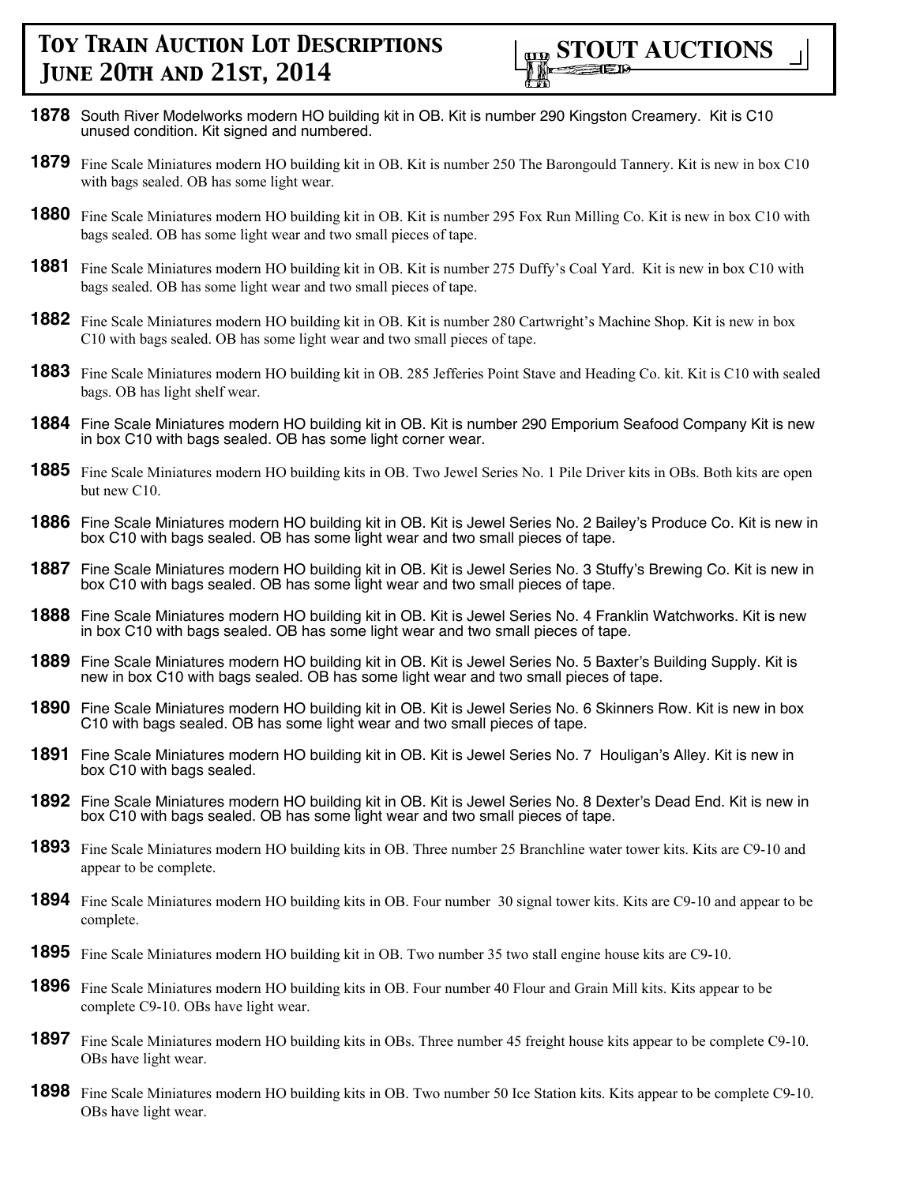**1878** South River Modelworks modern HO building kit in OB. Kit is number 290 Kingston Creamery. Kit is C10 unused condition. Kit signed and numbered.

**1879** Fine Scale Miniatures modern HO building kit in OB. Kit is number 250 The Barongould Tannery. Kit is new in box C10 with bags sealed. OB has some light wear.

**1880** Fine Scale Miniatures modern HO building kit in OB. Kit is number 295 Fox Run Milling Co. Kit is new in box C10 with bags sealed. OB has some light wear and two small pieces of tape.

**1881** Fine Scale Miniatures modern HO building kit in OB. Kit is number 275 Duffy's Coal Yard. Kit is new in box C10 with bags sealed. OB has some light wear and two small pieces of tape.

**1882** Fine Scale Miniatures modern HO building kit in OB. Kit is number 280 Cartwright's Machine Shop. Kit is new in box C10 with bags sealed. OB has some light wear and two small pieces of tape.

**1883** Fine Scale Miniatures modern HO building kit in OB. 285 Jefferies Point Stave and Heading Co. kit. Kit is C10 with sealed bags. OB has light shelf wear.

**1884** Fine Scale Miniatures modern HO building kit in OB. Kit is number 290 Emporium Seafood Company Kit is new in box C10 with bags sealed. OB has some light corner wear.

**1885** Fine Scale Miniatures modern HO building kits in OB. Two Jewel Series No. 1 Pile Driver kits in OBs. Both kits are open but new C10.

**1886** Fine Scale Miniatures modern HO building kit in OB. Kit is Jewel Series No. 2 Bailey's Produce Co. Kit is new in box C10 with bags sealed. OB has some light wear and two small pieces of tape.

**1887** Fine Scale Miniatures modern HO building kit in OB. Kit is Jewel Series No. 3 Stuffy's Brewing Co. Kit is new in box C10 with bags sealed. OB has some light wear and two small pieces of tape.

**1888** Fine Scale Miniatures modern HO building kit in OB. Kit is Jewel Series No. 4 Franklin Watchworks. Kit is new in box C10 with bags sealed. OB has some light wear and two small pieces of tape.

**1889** Fine Scale Miniatures modern HO building kit in OB. Kit is Jewel Series No. 5 Baxter's Building Supply. Kit is new in box C10 with bags sealed. OB has some light wear and two small pieces of tape.

**1890** Fine Scale Miniatures modern HO building kit in OB. Kit is Jewel Series No. 6 Skinners Row. Kit is new in box C10 with bags sealed. OB has some light wear and two small pieces of tape.

**1891** Fine Scale Miniatures modern HO building kit in OB. Kit is Jewel Series No. 7 Houligan's Alley. Kit is new in box C10 with bags sealed.

**1892** Fine Scale Miniatures modern HO building kit in OB. Kit is Jewel Series No. 8 Dexter's Dead End. Kit is new in box C10 with bags sealed. OB has some light wear and two small pieces of tape.

**1893** Fine Scale Miniatures modern HO building kits in OB. Three number 25 Branchline water tower kits. Kits are C9-10 and appear to be complete.

**1894** Fine Scale Miniatures modern HO building kits in OB. Four number 30 signal tower kits. Kits are C9-10 and appear to be complete.

**1895** Fine Scale Miniatures modern HO building kit in OB. Two number 35 two stall engine house kits are C9-10.

**1896** Fine Scale Miniatures modern HO building kits in OB. Four number 40 Flour and Grain Mill kits. Kits appear to be complete C9-10. OBs have light wear.

**1897** Fine Scale Miniatures modern HO building kits in OBs. Three number 45 freight house kits appear to be complete C9-10. OBs have light wear.

**1898** Fine Scale Miniatures modern HO building kits in OB. Two number 50 Ice Station kits. Kits appear to be complete C9-10. OBs have light wear.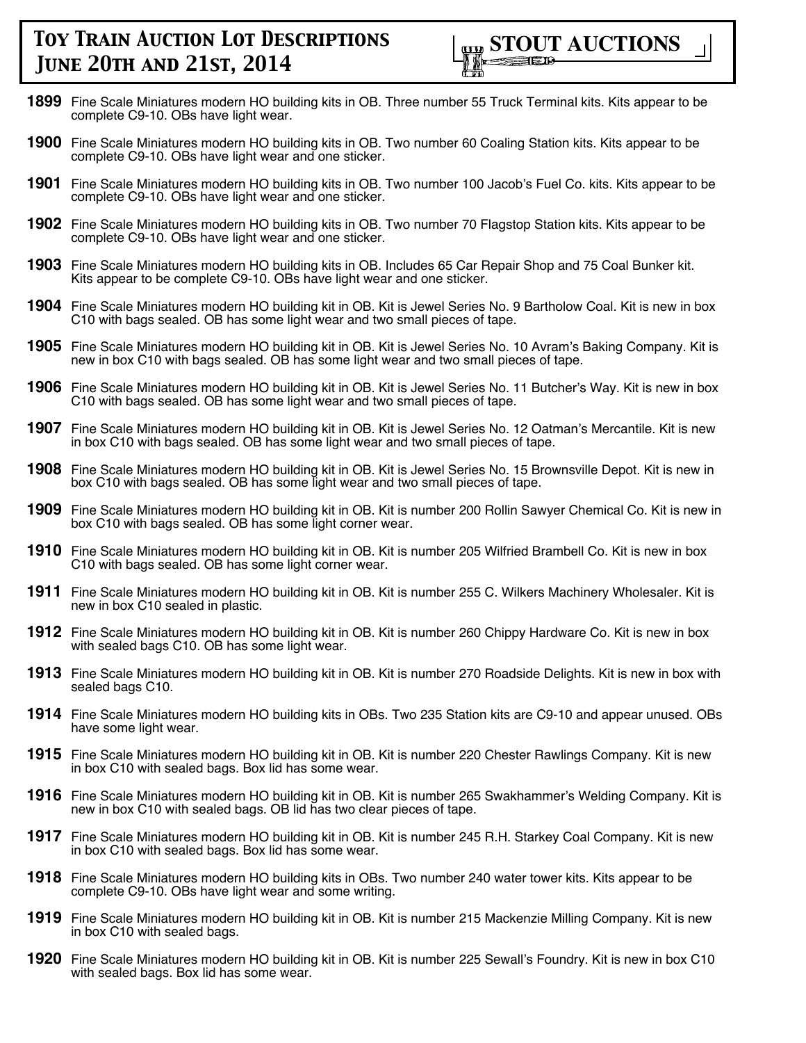**1899** Fine Scale Miniatures modern HO building kits in OB. Three number 55 Truck Terminal kits. Kits appear to be complete C9-10. OBs have light wear.

**1900** Fine Scale Miniatures modern HO building kits in OB. Two number 60 Coaling Station kits. Kits appear to be complete C9-10. OBs have light wear and one sticker.

**1901** Fine Scale Miniatures modern HO building kits in OB. Two number 100 Jacob's Fuel Co. kits. Kits appear to be complete C9-10. OBs have light wear and one sticker.

**1902** Fine Scale Miniatures modern HO building kits in OB. Two number 70 Flagstop Station kits. Kits appear to be complete C9-10. OBs have light wear and one sticker.

**1903** Fine Scale Miniatures modern HO building kits in OB. Includes 65 Car Repair Shop and 75 Coal Bunker kit. Kits appear to be complete C9-10. OBs have light wear and one sticker.

**1904** Fine Scale Miniatures modern HO building kit in OB. Kit is Jewel Series No. 9 Bartholow Coal. Kit is new in box C10 with bags sealed. OB has some light wear and two small pieces of tape.

**1905** Fine Scale Miniatures modern HO building kit in OB. Kit is Jewel Series No. 10 Avram's Baking Company. Kit is new in box C10 with bags sealed. OB has some light wear and two small pieces of tape.

**1906** Fine Scale Miniatures modern HO building kit in OB. Kit is Jewel Series No. 11 Butcher's Way. Kit is new in box C10 with bags sealed. OB has some light wear and two small pieces of tape.

**1907** Fine Scale Miniatures modern HO building kit in OB. Kit is Jewel Series No. 12 Oatman's Mercantile. Kit is new in box C10 with bags sealed. OB has some light wear and two small pieces of tape.

**1908** Fine Scale Miniatures modern HO building kit in OB. Kit is Jewel Series No. 15 Brownsville Depot. Kit is new in box C10 with bags sealed. OB has some light wear and two small pieces of tape.

**1909** Fine Scale Miniatures modern HO building kit in OB. Kit is number 200 Rollin Sawyer Chemical Co. Kit is new in box C10 with bags sealed. OB has some light corner wear.

**1910** Fine Scale Miniatures modern HO building kit in OB. Kit is number 205 Wilfried Brambell Co. Kit is new in box C10 with bags sealed. OB has some light corner wear.

**1911** Fine Scale Miniatures modern HO building kit in OB. Kit is number 255 C. Wilkers Machinery Wholesaler. Kit is new in box C10 sealed in plastic.

**1912** Fine Scale Miniatures modern HO building kit in OB. Kit is number 260 Chippy Hardware Co. Kit is new in box with sealed bags C10. OB has some light wear.

**1913** Fine Scale Miniatures modern HO building kit in OB. Kit is number 270 Roadside Delights. Kit is new in box with sealed bags C10.

**1914** Fine Scale Miniatures modern HO building kits in OBs. Two 235 Station kits are C9-10 and appear unused. OBs have some light wear.

**1915** Fine Scale Miniatures modern HO building kit in OB. Kit is number 220 Chester Rawlings Company. Kit is new in box C10 with sealed bags. Box lid has some wear.

**1916** Fine Scale Miniatures modern HO building kit in OB. Kit is number 265 Swakhammer's Welding Company. Kit is new in box C10 with sealed bags. OB lid has two clear pieces of tape.

**1917** Fine Scale Miniatures modern HO building kit in OB. Kit is number 245 R.H. Starkey Coal Company. Kit is new in box C10 with sealed bags. Box lid has some wear.

**1918** Fine Scale Miniatures modern HO building kits in OBs. Two number 240 water tower kits. Kits appear to be complete C9-10. OBs have light wear and some writing.

**1919** Fine Scale Miniatures modern HO building kit in OB. Kit is number 215 Mackenzie Milling Company. Kit is new in box C10 with sealed bags.

**1920** Fine Scale Miniatures modern HO building kit in OB. Kit is number 225 Sewall's Foundry. Kit is new in box C10 with sealed bags. Box lid has some wear.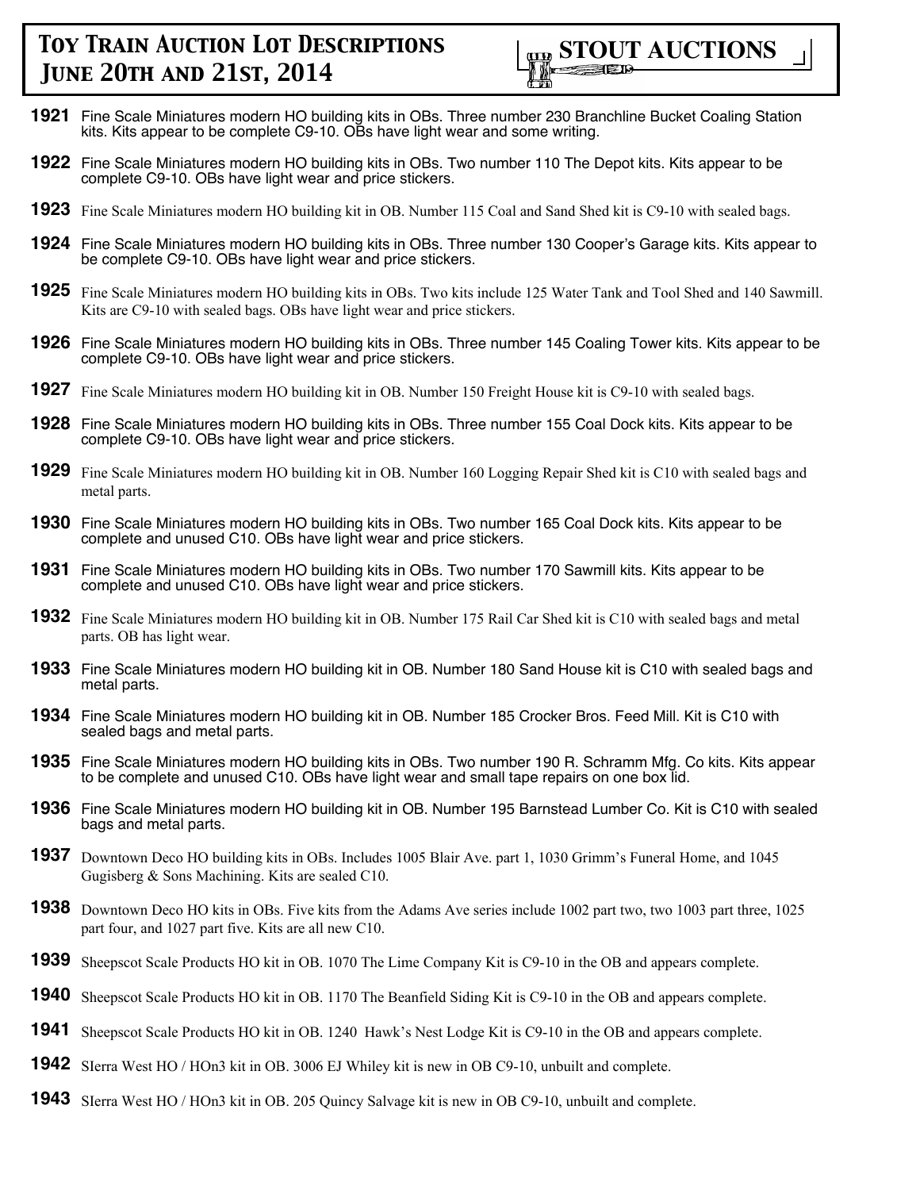**1921** Fine Scale Miniatures modern HO building kits in OBs. Three number 230 Branchline Bucket Coaling Station kits. Kits appear to be complete C9-10. OBs have light wear and some writing.

**1922** Fine Scale Miniatures modern HO building kits in OBs. Two number 110 The Depot kits. Kits appear to be complete C9-10. OBs have light wear and price stickers.

**1923** Fine Scale Miniatures modern HO building kit in OB. Number 115 Coal and Sand Shed kit is C9-10 with sealed bags.

**1924** Fine Scale Miniatures modern HO building kits in OBs. Three number 130 Cooper's Garage kits. Kits appear to be complete C9-10. OBs have light wear and price stickers.

**1925** Fine Scale Miniatures modern HO building kits in OBs. Two kits include 125 Water Tank and Tool Shed and 140 Sawmill. Kits are C9-10 with sealed bags. OBs have light wear and price stickers.

**1926** Fine Scale Miniatures modern HO building kits in OBs. Three number 145 Coaling Tower kits. Kits appear to be complete C9-10. OBs have light wear and price stickers.

**1927** Fine Scale Miniatures modern HO building kit in OB. Number 150 Freight House kit is C9-10 with sealed bags.

**1928** Fine Scale Miniatures modern HO building kits in OBs. Three number 155 Coal Dock kits. Kits appear to be complete C9-10. OBs have light wear and price stickers.

**1929** Fine Scale Miniatures modern HO building kit in OB. Number 160 Logging Repair Shed kit is C10 with sealed bags and metal parts.

**1930** Fine Scale Miniatures modern HO building kits in OBs. Two number 165 Coal Dock kits. Kits appear to be complete and unused C10. OBs have light wear and price stickers.

**1931** Fine Scale Miniatures modern HO building kits in OBs. Two number 170 Sawmill kits. Kits appear to be complete and unused C10. OBs have light wear and price stickers.

**1932** Fine Scale Miniatures modern HO building kit in OB. Number 175 Rail Car Shed kit is C10 with sealed bags and metal parts. OB has light wear.

**1933** Fine Scale Miniatures modern HO building kit in OB. Number 180 Sand House kit is C10 with sealed bags and metal parts.

**1934** Fine Scale Miniatures modern HO building kit in OB. Number 185 Crocker Bros. Feed Mill. Kit is C10 with sealed bags and metal parts.

**1935** Fine Scale Miniatures modern HO building kits in OBs. Two number 190 R. Schramm Mfg. Co kits. Kits appear to be complete and unused C10. OBs have light wear and small tape repairs on one box lid.

**1936** Fine Scale Miniatures modern HO building kit in OB. Number 195 Barnstead Lumber Co. Kit is C10 with sealed bags and metal parts.

**1937** Downtown Deco HO building kits in OBs. Includes 1005 Blair Ave. part 1, 1030 Grimm's Funeral Home, and 1045 Gugisberg & Sons Machining. Kits are sealed C10.

**1938** Downtown Deco HO kits in OBs. Five kits from the Adams Ave series include 1002 part two, two 1003 part three, 1025 part four, and 1027 part five. Kits are all new C10.

**1939** Sheepscot Scale Products HO kit in OB. 1070 The Lime Company Kit is C9-10 in the OB and appears complete.

**1940** Sheepscot Scale Products HO kit in OB. 1170 The Beanfield Siding Kit is C9-10 in the OB and appears complete.

**1941** Sheepscot Scale Products HO kit in OB. 1240 Hawk's Nest Lodge Kit is C9-10 in the OB and appears complete.

**1942** SIerra West HO / HOn3 kit in OB. 3006 EJ Whiley kit is new in OB C9-10, unbuilt and complete.

**1943** SIerra West HO / HOn3 kit in OB. 205 Quincy Salvage kit is new in OB C9-10, unbuilt and complete.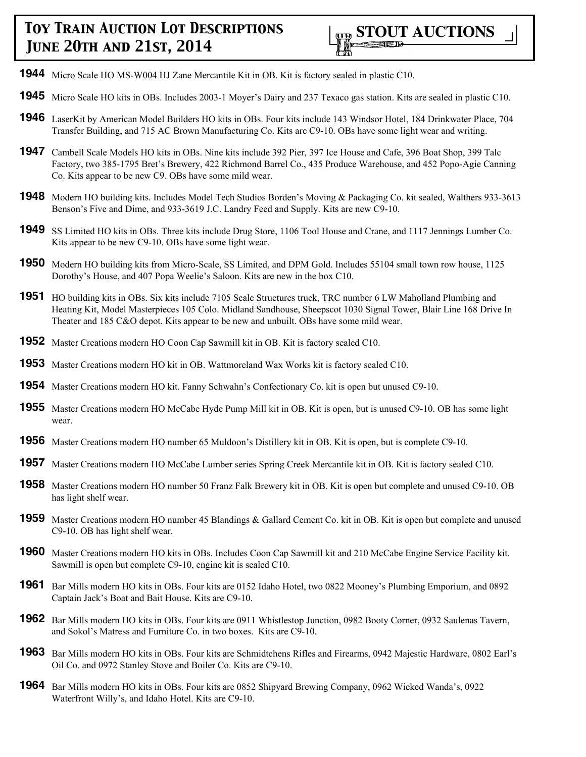**1944** Micro Scale HO MS-W004 HJ Zane Mercantile Kit in OB. Kit is factory sealed in plastic C10.

**1945** Micro Scale HO kits in OBs. Includes 2003-1 Moyer's Dairy and 237 Texaco gas station. Kits are sealed in plastic C10.

**1946** LaserKit by American Model Builders HO kits in OBs. Four kits include 143 Windsor Hotel, 184 Drinkwater Place, 704 Transfer Building, and 715 AC Brown Manufacturing Co. Kits are C9-10. OBs have some light wear and writing.

**1947** Cambell Scale Models HO kits in OBs. Nine kits include 392 Pier, 397 Ice House and Cafe, 396 Boat Shop, 399 Talc Factory, two 385-1795 Bret's Brewery, 422 Richmond Barrel Co., 435 Produce Warehouse, and 452 Popo-Agie Canning Co. Kits appear to be new C9. OBs have some mild wear.

**1948** Modern HO building kits. Includes Model Tech Studios Borden's Moving & Packaging Co. kit sealed, Walthers 933-3613 Benson's Five and Dime, and 933-3619 J.C. Landry Feed and Supply. Kits are new C9-10.

**1949** SS Limited HO kits in OBs. Three kits include Drug Store, 1106 Tool House and Crane, and 1117 Jennings Lumber Co. Kits appear to be new C9-10. OBs have some light wear.

**1950** Modern HO building kits from Micro-Scale, SS Limited, and DPM Gold. Includes 55104 small town row house, 1125 Dorothy's House, and 407 Popa Weelie's Saloon. Kits are new in the box C10.

**1951** HO building kits in OBs. Six kits include 7105 Scale Structures truck, TRC number 6 LW Maholland Plumbing and Heating Kit, Model Masterpieces 105 Colo. Midland Sandhouse, Sheepscot 1030 Signal Tower, Blair Line 168 Drive In Theater and 185 C&O depot. Kits appear to be new and unbuilt. OBs have some mild wear.

**1952** Master Creations modern HO Coon Cap Sawmill kit in OB. Kit is factory sealed C10.

**1953** Master Creations modern HO kit in OB. Wattmoreland Wax Works kit is factory sealed C10.

**1954** Master Creations modern HO kit. Fanny Schwahn's Confectionary Co. kit is open but unused C9-10.

**1955** Master Creations modern HO McCabe Hyde Pump Mill kit in OB. Kit is open, but is unused C9-10. OB has some light wear.

**1956** Master Creations modern HO number 65 Muldoon's Distillery kit in OB. Kit is open, but is complete C9-10.

**1957** Master Creations modern HO McCabe Lumber series Spring Creek Mercantile kit in OB. Kit is factory sealed C10.

**1958** Master Creations modern HO number 50 Franz Falk Brewery kit in OB. Kit is open but complete and unused C9-10. OB has light shelf wear.

**1959** Master Creations modern HO number 45 Blandings & Gallard Cement Co. kit in OB. Kit is open but complete and unused C9-10. OB has light shelf wear.

**1960** Master Creations modern HO kits in OBs. Includes Coon Cap Sawmill kit and 210 McCabe Engine Service Facility kit. Sawmill is open but complete C9-10, engine kit is sealed C10.

**1961** Bar Mills modern HO kits in OBs. Four kits are 0152 Idaho Hotel, two 0822 Mooney's Plumbing Emporium, and 0892 Captain Jack's Boat and Bait House. Kits are C9-10.

**1962** Bar Mills modern HO kits in OBs. Four kits are 0911 Whistlestop Junction, 0982 Booty Corner, 0932 Saulenas Tavern, and Sokol's Matress and Furniture Co. in two boxes. Kits are C9-10.

**1963** Bar Mills modern HO kits in OBs. Four kits are Schmidtchens Rifles and Firearms, 0942 Majestic Hardware, 0802 Earl's Oil Co. and 0972 Stanley Stove and Boiler Co. Kits are C9-10.

**1964** Bar Mills modern HO kits in OBs. Four kits are 0852 Shipyard Brewing Company, 0962 Wicked Wanda's, 0922 Waterfront Willy's, and Idaho Hotel. Kits are C9-10.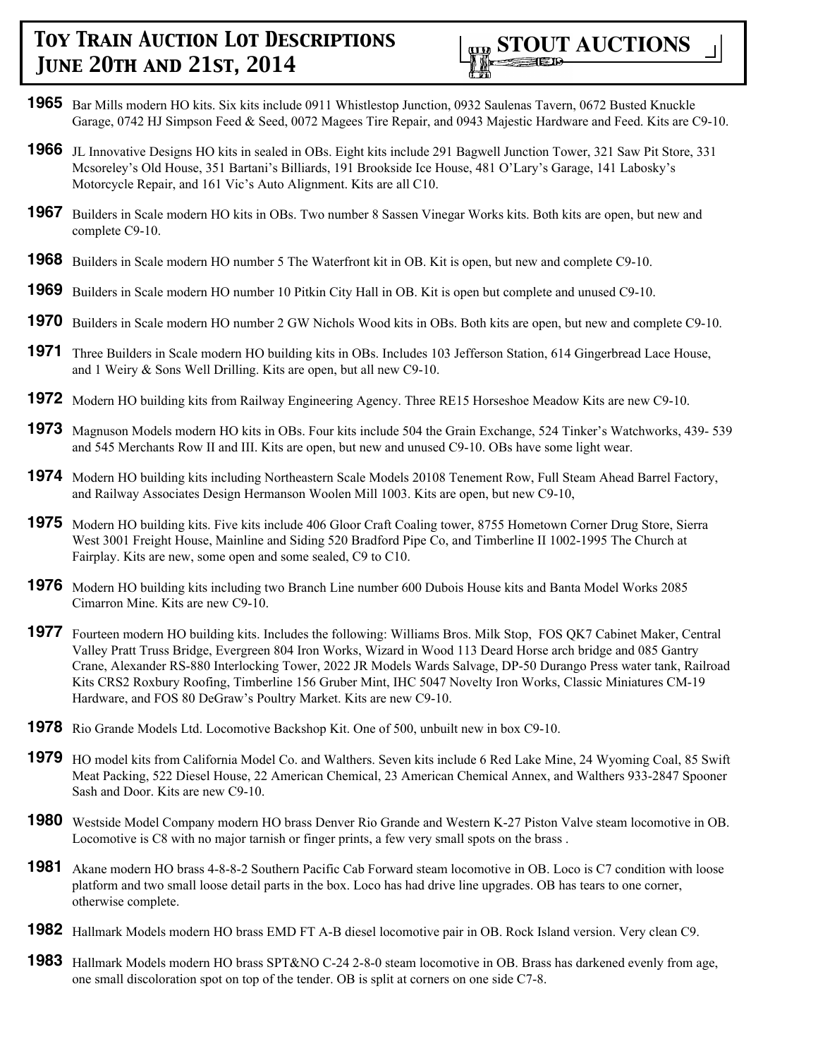**1965** Bar Mills modern HO kits. Six kits include 0911 Whistlestop Junction, 0932 Saulenas Tavern, 0672 Busted Knuckle Garage, 0742 HJ Simpson Feed & Seed, 0072 Magees Tire Repair, and 0943 Majestic Hardware and Feed. Kits are C9-10.

**1966** JL Innovative Designs HO kits in sealed in OBs. Eight kits include 291 Bagwell Junction Tower, 321 Saw Pit Store, 331 Mcsoreley's Old House, 351 Bartani's Billiards, 191 Brookside Ice House, 481 O'Lary's Garage, 141 Labosky's Motorcycle Repair, and 161 Vic's Auto Alignment. Kits are all C10.

**1967** Builders in Scale modern HO kits in OBs. Two number 8 Sassen Vinegar Works kits. Both kits are open, but new and complete C9-10.

**1968** Builders in Scale modern HO number 5 The Waterfront kit in OB. Kit is open, but new and complete C9-10.

**1969** Builders in Scale modern HO number 10 Pitkin City Hall in OB. Kit is open but complete and unused C9-10.

**1970** Builders in Scale modern HO number 2 GW Nichols Wood kits in OBs. Both kits are open, but new and complete C9-10.

**1971** Three Builders in Scale modern HO building kits in OBs. Includes 103 Jefferson Station, 614 Gingerbread Lace House, and 1 Weiry & Sons Well Drilling. Kits are open, but all new C9-10.

**1972** Modern HO building kits from Railway Engineering Agency. Three RE15 Horseshoe Meadow Kits are new C9-10.

**1973** Magnuson Models modern HO kits in OBs. Four kits include 504 the Grain Exchange, 524 Tinker's Watchworks, 439- 539 and 545 Merchants Row II and III. Kits are open, but new and unused C9-10. OBs have some light wear.

**1974** Modern HO building kits including Northeastern Scale Models 20108 Tenement Row, Full Steam Ahead Barrel Factory, and Railway Associates Design Hermanson Woolen Mill 1003. Kits are open, but new C9-10,

**1975** Modern HO building kits. Five kits include 406 Gloor Craft Coaling tower, 8755 Hometown Corner Drug Store, Sierra West 3001 Freight House, Mainline and Siding 520 Bradford Pipe Co, and Timberline II 1002-1995 The Church at Fairplay. Kits are new, some open and some sealed, C9 to C10.

**1976** Modern HO building kits including two Branch Line number 600 Dubois House kits and Banta Model Works 2085 Cimarron Mine. Kits are new C9-10.

**1977** Fourteen modern HO building kits. Includes the following: Williams Bros. Milk Stop, FOS QK7 Cabinet Maker, Central Valley Pratt Truss Bridge, Evergreen 804 Iron Works, Wizard in Wood 113 Deard Horse arch bridge and 085 Gantry Crane, Alexander RS-880 Interlocking Tower, 2022 JR Models Wards Salvage, DP-50 Durango Press water tank, Railroad Kits CRS2 Roxbury Roofing, Timberline 156 Gruber Mint, IHC 5047 Novelty Iron Works, Classic Miniatures CM-19 Hardware, and FOS 80 DeGraw's Poultry Market. Kits are new C9-10.

**1978** Rio Grande Models Ltd. Locomotive Backshop Kit. One of 500, unbuilt new in box C9-10.

**1979** HO model kits from California Model Co. and Walthers. Seven kits include 6 Red Lake Mine, 24 Wyoming Coal, 85 Swift Meat Packing, 522 Diesel House, 22 American Chemical, 23 American Chemical Annex, and Walthers 933-2847 Spooner Sash and Door. Kits are new C9-10.

**1980** Westside Model Company modern HO brass Denver Rio Grande and Western K-27 Piston Valve steam locomotive in OB. Locomotive is C8 with no major tarnish or finger prints, a few very small spots on the brass .

**1981** Akane modern HO brass 4-8-8-2 Southern Pacific Cab Forward steam locomotive in OB. Loco is C7 condition with loose platform and two small loose detail parts in the box. Loco has had drive line upgrades. OB has tears to one corner, otherwise complete.

**1982** Hallmark Models modern HO brass EMD FT A-B diesel locomotive pair in OB. Rock Island version. Very clean C9.

**1983** Hallmark Models modern HO brass SPT&NO C-24 2-8-0 steam locomotive in OB. Brass has darkened evenly from age, one small discoloration spot on top of the tender. OB is split at corners on one side C7-8.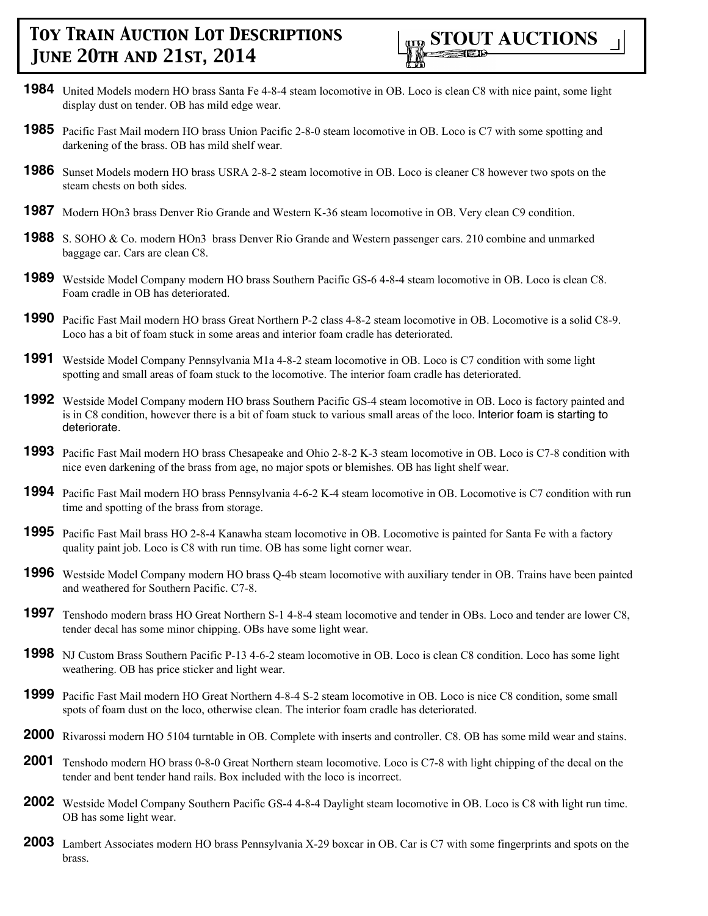**1984** United Models modern HO brass Santa Fe 4-8-4 steam locomotive in OB. Loco is clean C8 with nice paint, some light display dust on tender. OB has mild edge wear.

**1985** Pacific Fast Mail modern HO brass Union Pacific 2-8-0 steam locomotive in OB. Loco is C7 with some spotting and darkening of the brass. OB has mild shelf wear.

**1986** Sunset Models modern HO brass USRA 2-8-2 steam locomotive in OB. Loco is cleaner C8 however two spots on the steam chests on both sides.

**1987** Modern HOn3 brass Denver Rio Grande and Western K-36 steam locomotive in OB. Very clean C9 condition.

**1988** S. SOHO & Co. modern HOn3 brass Denver Rio Grande and Western passenger cars. 210 combine and unmarked baggage car. Cars are clean C8.

**1989** Westside Model Company modern HO brass Southern Pacific GS-6 4-8-4 steam locomotive in OB. Loco is clean C8. Foam cradle in OB has deteriorated.

**1990** Pacific Fast Mail modern HO brass Great Northern P-2 class 4-8-2 steam locomotive in OB. Locomotive is a solid C8-9. Loco has a bit of foam stuck in some areas and interior foam cradle has deteriorated.

**1991** Westside Model Company Pennsylvania M1a 4-8-2 steam locomotive in OB. Loco is C7 condition with some light spotting and small areas of foam stuck to the locomotive. The interior foam cradle has deteriorated.

**1992** Westside Model Company modern HO brass Southern Pacific GS-4 steam locomotive in OB. Loco is factory painted and is in C8 condition, however there is a bit of foam stuck to various small areas of the loco. Interior foam is starting to deteriorate.

**1993** Pacific Fast Mail modern HO brass Chesapeake and Ohio 2-8-2 K-3 steam locomotive in OB. Loco is C7-8 condition with nice even darkening of the brass from age, no major spots or blemishes. OB has light shelf wear.

**1994** Pacific Fast Mail modern HO brass Pennsylvania 4-6-2 K-4 steam locomotive in OB. Locomotive is C7 condition with run time and spotting of the brass from storage.

**1995** Pacific Fast Mail brass HO 2-8-4 Kanawha steam locomotive in OB. Locomotive is painted for Santa Fe with a factory quality paint job. Loco is C8 with run time. OB has some light corner wear.

**1996** Westside Model Company modern HO brass Q-4b steam locomotive with auxiliary tender in OB. Trains have been painted and weathered for Southern Pacific. C7-8.

**1997** Tenshodo modern brass HO Great Northern S-1 4-8-4 steam locomotive and tender in OBs. Loco and tender are lower C8, tender decal has some minor chipping. OBs have some light wear.

**1998** NJ Custom Brass Southern Pacific P-13 4-6-2 steam locomotive in OB. Loco is clean C8 condition. Loco has some light weathering. OB has price sticker and light wear.

**1999** Pacific Fast Mail modern HO Great Northern 4-8-4 S-2 steam locomotive in OB. Loco is nice C8 condition, some small spots of foam dust on the loco, otherwise clean. The interior foam cradle has deteriorated.

**2000** Rivarossi modern HO 5104 turntable in OB. Complete with inserts and controller. C8. OB has some mild wear and stains.

**2001** Tenshodo modern HO brass 0-8-0 Great Northern steam locomotive. Loco is C7-8 with light chipping of the decal on the tender and bent tender hand rails. Box included with the loco is incorrect.

**2002** Westside Model Company Southern Pacific GS-4 4-8-4 Daylight steam locomotive in OB. Loco is C8 with light run time. OB has some light wear.

**2003** Lambert Associates modern HO brass Pennsylvania X-29 boxcar in OB. Car is C7 with some fingerprints and spots on the brass.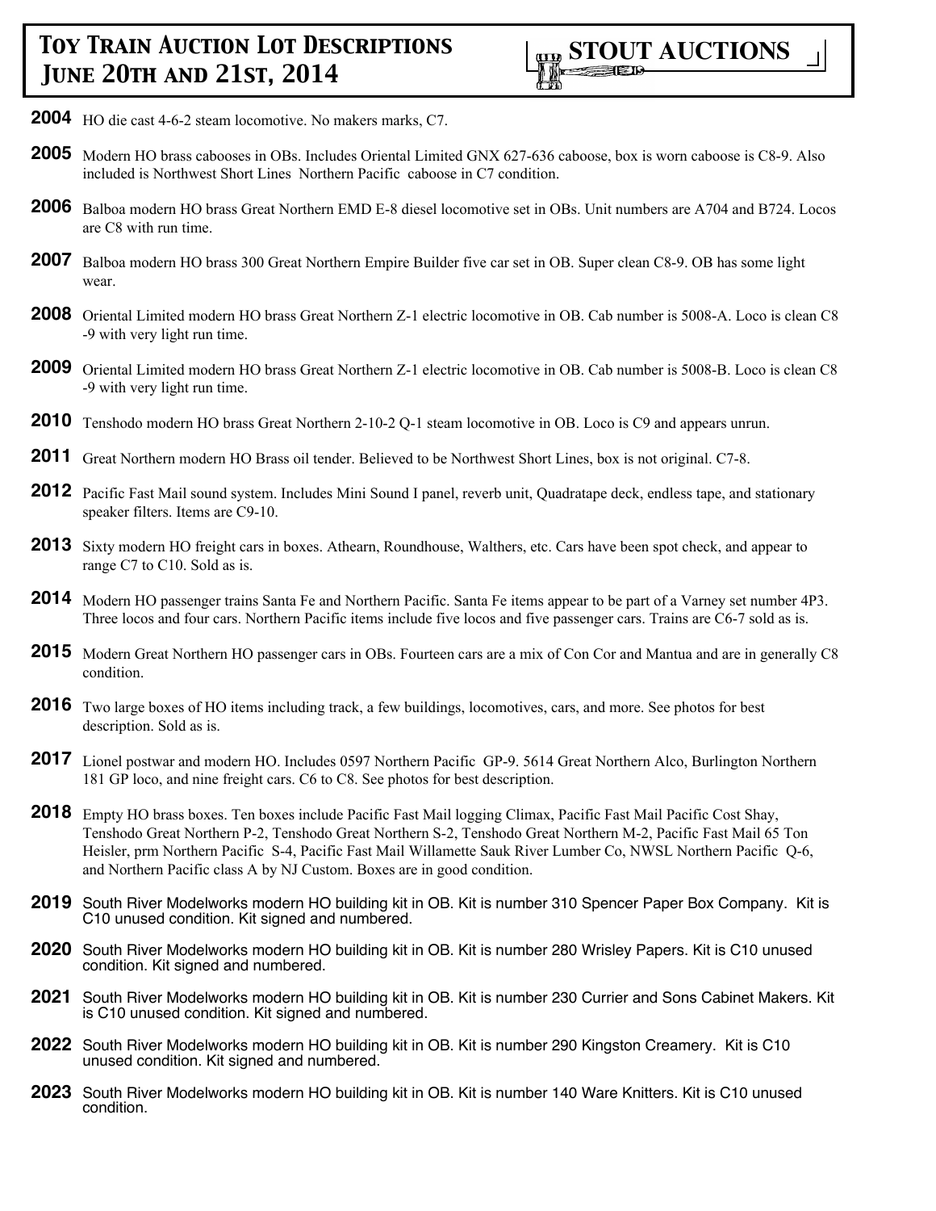**2004** HO die cast 4-6-2 steam locomotive. No makers marks, C7.

**2005** Modern HO brass cabooses in OBs. Includes Oriental Limited GNX 627-636 caboose, box is worn caboose is C8-9. Also included is Northwest Short Lines Northern Pacific caboose in C7 condition.

**2006** Balboa modern HO brass Great Northern EMD E-8 diesel locomotive set in OBs. Unit numbers are A704 and B724. Locos are C8 with run time.

**2007** Balboa modern HO brass 300 Great Northern Empire Builder five car set in OB. Super clean C8-9. OB has some light wear.

**2008** Oriental Limited modern HO brass Great Northern Z-1 electric locomotive in OB. Cab number is 5008-A. Loco is clean C8-9 with very light run time.

**2009** Oriental Limited modern HO brass Great Northern Z-1 electric locomotive in OB. Cab number is 5008-B. Loco is clean C8-9 with very light run time.

**2010** Tenshodo modern HO brass Great Northern 2-10-2 Q-1 steam locomotive in OB. Loco is C9 and appears unrun.

**2011** Great Northern modern HO Brass oil tender. Believed to be Northwest Short Lines, box is not original. C7-8.

**2012** Pacific Fast Mail sound system. Includes Mini Sound I panel, reverb unit, Quadratape deck, endless tape, and stationary speaker filters. Items are C9-10.

**2013** Sixty modern HO freight cars in boxes. Athearn, Roundhouse, Walthers, etc. Cars have been spot check, and appear to range C7 to C10. Sold as is.

**2014** Modern HO passenger trains Santa Fe and Northern Pacific. Santa Fe items appear to be part of a Varney set number 4P3. Three locos and four cars. Northern Pacific items include five locos and five passenger cars. Trains are C6-7 sold as is.

**2015** Modern Great Northern HO passenger cars in OBs. Fourteen cars are a mix of Con Cor and Mantua and are in generally C8 condition.

**2016** Two large boxes of HO items including track, a few buildings, locomotives, cars, and more. See photos for best description. Sold as is.

**2017** Lionel postwar and modern HO. Includes 0597 Northern Pacific GP-9. 5614 Great Northern Alco, Burlington Northern 181 GP loco, and nine freight cars. C6 to C8. See photos for best description.

**2018** Empty HO brass boxes. Ten boxes include Pacific Fast Mail logging Climax, Pacific Fast Mail Pacific Cost Shay, Tenshodo Great Northern P-2, Tenshodo Great Northern S-2, Tenshodo Great Northern M-2, Pacific Fast Mail 65 Ton Heisler, prm Northern Pacific S-4, Pacific Fast Mail Willamette Sauk River Lumber Co, NWSL Northern Pacific Q-6, and Northern Pacific class A by NJ Custom. Boxes are in good condition.

**2019** South River Modelworks modern HO building kit in OB. Kit is number 310 Spencer Paper Box Company. Kit is C10 unused condition. Kit signed and numbered.

**2020** South River Modelworks modern HO building kit in OB. Kit is number 280 Wrisley Papers. Kit is C10 unused condition. Kit signed and numbered.

**2021** South River Modelworks modern HO building kit in OB. Kit is number 230 Currier and Sons Cabinet Makers. Kit is C10 unused condition. Kit signed and numbered.

**2022** South River Modelworks modern HO building kit in OB. Kit is number 290 Kingston Creamery. Kit is C10 unused condition. Kit signed and numbered.

**2023** South River Modelworks modern HO building kit in OB. Kit is number 140 Ware Knitters. Kit is C10 unused condition.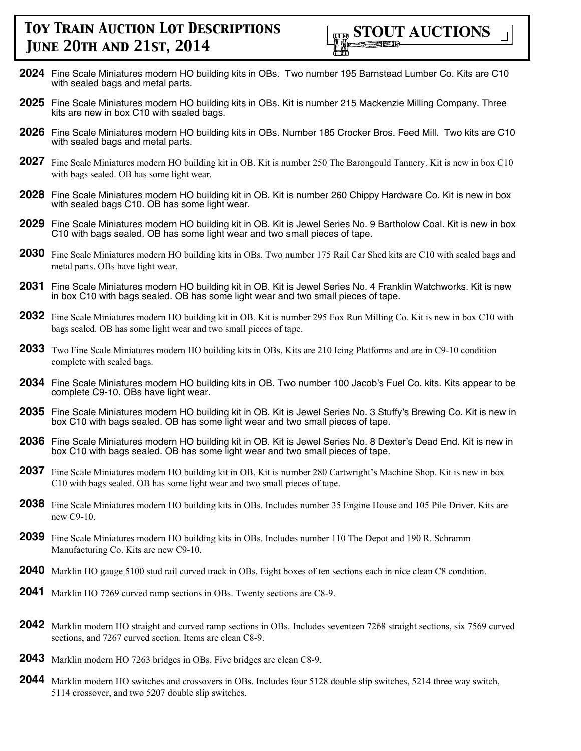**2024** Fine Scale Miniatures modern HO building kits in OBs. Two number 195 Barnstead Lumber Co. Kits are C10 with sealed bags and metal parts.

**2025** Fine Scale Miniatures modern HO building kits in OBs. Kit is number 215 Mackenzie Milling Company. Three kits are new in box C10 with sealed bags.

**2026** Fine Scale Miniatures modern HO building kits in OBs. Number 185 Crocker Bros. Feed Mill. Two kits are C10 with sealed bags and metal parts.

**2027** Fine Scale Miniatures modern HO building kit in OB. Kit is number 250 The Barongould Tannery. Kit is new in box C10 with bags sealed. OB has some light wear.

**2028** Fine Scale Miniatures modern HO building kit in OB. Kit is number 260 Chippy Hardware Co. Kit is new in box with sealed bags C10. OB has some light wear.

**2029** Fine Scale Miniatures modern HO building kit in OB. Kit is Jewel Series No. 9 Bartholow Coal. Kit is new in box C10 with bags sealed. OB has some light wear and two small pieces of tape.

**2030** Fine Scale Miniatures modern HO building kits in OBs. Two number 175 Rail Car Shed kits are C10 with sealed bags and metal parts. OBs have light wear.

**2031** Fine Scale Miniatures modern HO building kit in OB. Kit is Jewel Series No. 4 Franklin Watchworks. Kit is new in box C10 with bags sealed. OB has some light wear and two small pieces of tape.

**2032** Fine Scale Miniatures modern HO building kit in OB. Kit is number 295 Fox Run Milling Co. Kit is new in box C10 with bags sealed. OB has some light wear and two small pieces of tape.

**2033** Two Fine Scale Miniatures modern HO building kits in OBs. Kits are 210 Icing Platforms and are in C9-10 condition complete with sealed bags.

**2034** Fine Scale Miniatures modern HO building kits in OB. Two number 100 Jacob's Fuel Co. kits. Kits appear to be complete C9-10. OBs have light wear.

**2035** Fine Scale Miniatures modern HO building kit in OB. Kit is Jewel Series No. 3 Stuffy's Brewing Co. Kit is new in box C10 with bags sealed. OB has some light wear and two small pieces of tape.

**2036** Fine Scale Miniatures modern HO building kit in OB. Kit is Jewel Series No. 8 Dexter's Dead End. Kit is new in box C10 with bags sealed. OB has some light wear and two small pieces of tape.

**2037** Fine Scale Miniatures modern HO building kit in OB. Kit is number 280 Cartwright's Machine Shop. Kit is new in box C10 with bags sealed. OB has some light wear and two small pieces of tape.

**2038** Fine Scale Miniatures modern HO building kits in OBs. Includes number 35 Engine House and 105 Pile Driver. Kits are new C9-10.

**2039** Fine Scale Miniatures modern HO building kits in OBs. Includes number 110 The Depot and 190 R. Schramm Manufacturing Co. Kits are new C9-10.

**2040** Marklin HO gauge 5100 stud rail curved track in OBs. Eight boxes of ten sections each in nice clean C8 condition.

**2041** Marklin HO 7269 curved ramp sections in OBs. Twenty sections are C8-9.

**2042** Marklin modern HO straight and curved ramp sections in OBs. Includes seventeen 7268 straight sections, six 7569 curved sections, and 7267 curved section. Items are clean C8-9.

**2043** Marklin modern HO 7263 bridges in OBs. Five bridges are clean C8-9.

**2044** Marklin modern HO switches and crossovers in OBs. Includes four 5128 double slip switches, 5214 three way switch, 5114 crossover, and two 5207 double slip switches.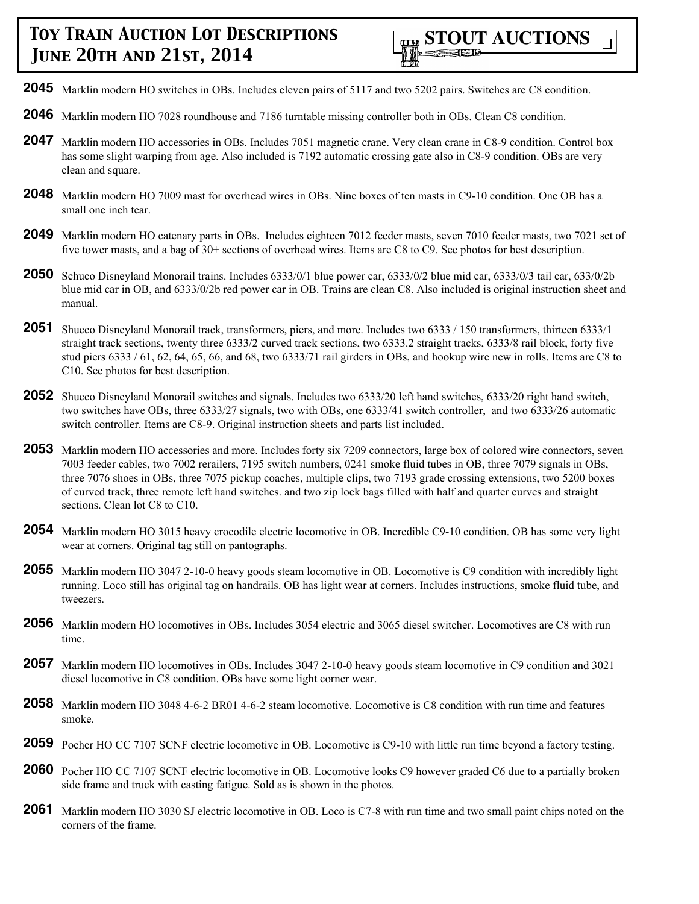**2045** Marklin modern HO switches in OBs. Includes eleven pairs of 5117 and two 5202 pairs. Switches are C8 condition.

**2046** Marklin modern HO 7028 roundhouse and 7186 turntable missing controller both in OBs. Clean C8 condition.

**2047** Marklin modern HO accessories in OBs. Includes 7051 magnetic crane. Very clean crane in C8-9 condition. Control box has some slight warping from age. Also included is 7192 automatic crossing gate also in C8-9 condition. OBs are very clean and square.

**2048** Marklin modern HO 7009 mast for overhead wires in OBs. Nine boxes of ten masts in C9-10 condition. One OB has a small one inch tear.

**2049** Marklin modern HO catenary parts in OBs. Includes eighteen 7012 feeder masts, seven 7010 feeder masts, two 7021 set of five tower masts, and a bag of 30+ sections of overhead wires. Items are C8 to C9. See photos for best description.

**2050** Schuco Disneyland Monorail trains. Includes 6333/0/1 blue power car, 6333/0/2 blue mid car, 6333/0/3 tail car, 633/0/2b blue mid car in OB, and 6333/0/2b red power car in OB. Trains are clean C8. Also included is original instruction sheet and manual.

**2051** Shucco Disneyland Monorail track, transformers, piers, and more. Includes two 6333 / 150 transformers, thirteen 6333/1 straight track sections, twenty three 6333/2 curved track sections, two 6333.2 straight tracks, 6333/8 rail block, forty five stud piers 6333 / 61, 62, 64, 65, 66, and 68, two 6333/71 rail girders in OBs, and hookup wire new in rolls. Items are C8 to C10. See photos for best description.

**2052** Shucco Disneyland Monorail switches and signals. Includes two 6333/20 left hand switches, 6333/20 right hand switch, two switches have OBs, three 6333/27 signals, two with OBs, one 6333/41 switch controller, and two 6333/26 automatic switch controller. Items are C8-9. Original instruction sheets and parts list included.

**2053** Marklin modern HO accessories and more. Includes forty six 7209 connectors, large box of colored wire connectors, seven 7003 feeder cables, two 7002 rerailers, 7195 switch numbers, 0241 smoke fluid tubes in OB, three 7079 signals in OBs, three 7076 shoes in OBs, three 7075 pickup coaches, multiple clips, two 7193 grade crossing extensions, two 5200 boxes of curved track, three remote left hand switches. and two zip lock bags filled with half and quarter curves and straight sections. Clean lot C8 to C10.

**2054** Marklin modern HO 3015 heavy crocodile electric locomotive in OB. Incredible C9-10 condition. OB has some very light wear at corners. Original tag still on pantographs.

**2055** Marklin modern HO 3047 2-10-0 heavy goods steam locomotive in OB. Locomotive is C9 condition with incredibly light running. Loco still has original tag on handrails. OB has light wear at corners. Includes instructions, smoke fluid tube, and tweezers.

**2056** Marklin modern HO locomotives in OBs. Includes 3054 electric and 3065 diesel switcher. Locomotives are C8 with run time.

**2057** Marklin modern HO locomotives in OBs. Includes 3047 2-10-0 heavy goods steam locomotive in C9 condition and 3021 diesel locomotive in C8 condition. OBs have some light corner wear.

**2058** Marklin modern HO 3048 4-6-2 BR01 4-6-2 steam locomotive. Locomotive is C8 condition with run time and features smoke.

**2059** Pocher HO CC 7107 SCNF electric locomotive in OB. Locomotive is C9-10 with little run time beyond a factory testing.

**2060** Pocher HO CC 7107 SCNF electric locomotive in OB. Locomotive looks C9 however graded C6 due to a partially broken side frame and truck with casting fatigue. Sold as is shown in the photos.

**2061** Marklin modern HO 3030 SJ electric locomotive in OB. Loco is C7-8 with run time and two small paint chips noted on the corners of the frame.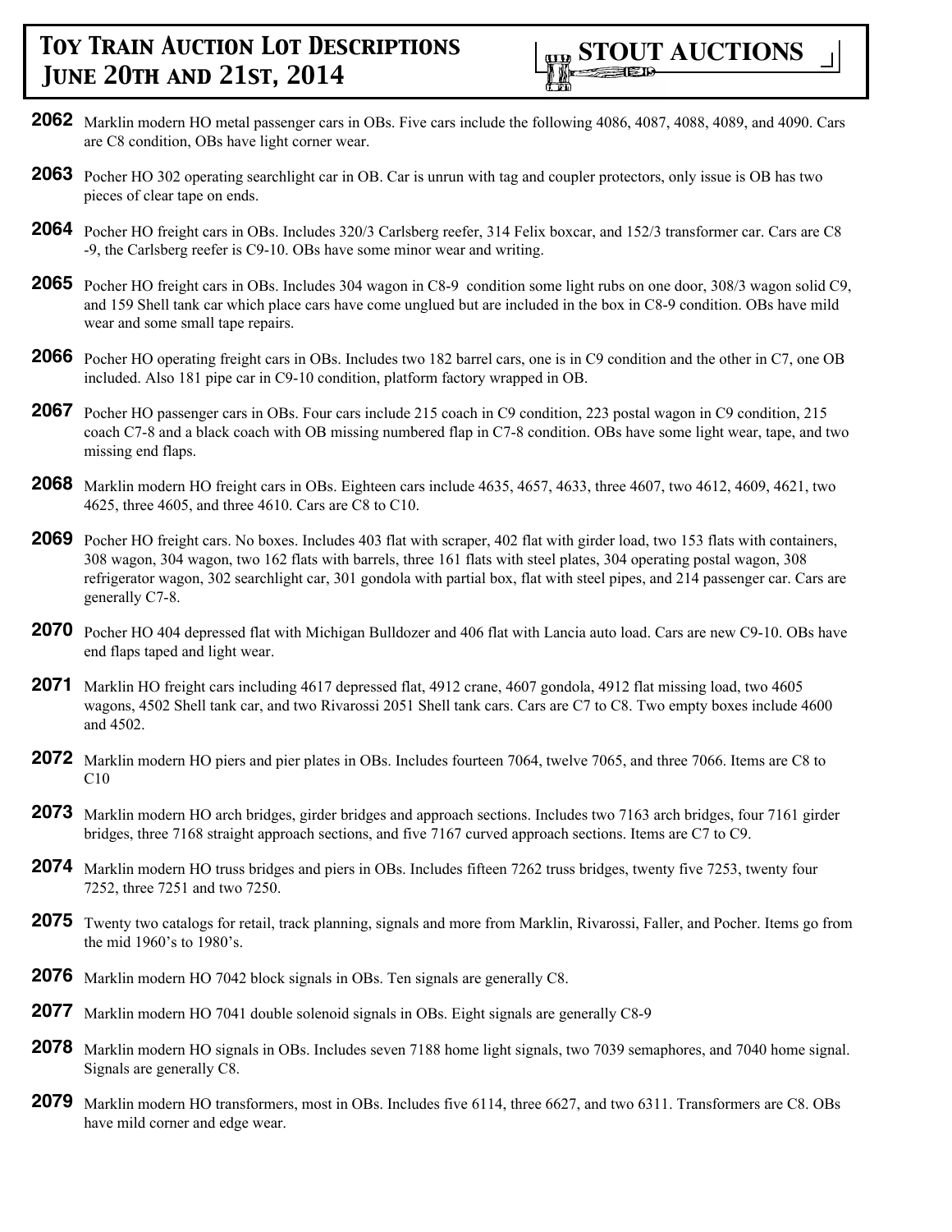**2062** Marklin modern HO metal passenger cars in OBs. Five cars include the following 4086, 4087, 4088, 4089, and 4090. Cars are C8 condition, OBs have light corner wear.

**2063** Pocher HO 302 operating searchlight car in OB. Car is unrun with tag and coupler protectors, only issue is OB has two pieces of clear tape on ends.

**2064** Pocher HO freight cars in OBs. Includes 320/3 Carlsberg reefer, 314 Felix boxcar, and 152/3 transformer car. Cars are C8 -9, the Carlsberg reefer is C9-10. OBs have some minor wear and writing.

**2065** Pocher HO freight cars in OBs. Includes 304 wagon in C8-9 condition some light rubs on one door, 308/3 wagon solid C9, and 159 Shell tank car which place cars have come unglued but are included in the box in C8-9 condition. OBs have mild wear and some small tape repairs.

**2066** Pocher HO operating freight cars in OBs. Includes two 182 barrel cars, one is in C9 condition and the other in C7, one OB included. Also 181 pipe car in C9-10 condition, platform factory wrapped in OB.

**2067** Pocher HO passenger cars in OBs. Four cars include 215 coach in C9 condition, 223 postal wagon in C9 condition, 215 coach C7-8 and a black coach with OB missing numbered flap in C7-8 condition. OBs have some light wear, tape, and two missing end flaps.

**2068** Marklin modern HO freight cars in OBs. Eighteen cars include 4635, 4657, 4633, three 4607, two 4612, 4609, 4621, two 4625, three 4605, and three 4610. Cars are C8 to C10.

**2069** Pocher HO freight cars. No boxes. Includes 403 flat with scraper, 402 flat with girder load, two 153 flats with containers, 308 wagon, 304 wagon, two 162 flats with barrels, three 161 flats with steel plates, 304 operating postal wagon, 308 refrigerator wagon, 302 searchlight car, 301 gondola with partial box, flat with steel pipes, and 214 passenger car. Cars are generally C7-8.

**2070** Pocher HO 404 depressed flat with Michigan Bulldozer and 406 flat with Lancia auto load. Cars are new C9-10. OBs have end flaps taped and light wear.

**2071** Marklin HO freight cars including 4617 depressed flat, 4912 crane, 4607 gondola, 4912 flat missing load, two 4605 wagons, 4502 Shell tank car, and two Rivarossi 2051 Shell tank cars. Cars are C7 to C8. Two empty boxes include 4600 and 4502.

**2072** Marklin modern HO piers and pier plates in OBs. Includes fourteen 7064, twelve 7065, and three 7066. Items are C8 to C10

**2073** Marklin modern HO arch bridges, girder bridges and approach sections. Includes two 7163 arch bridges, four 7161 girder bridges, three 7168 straight approach sections, and five 7167 curved approach sections. Items are C7 to C9.

**2074** Marklin modern HO truss bridges and piers in OBs. Includes fifteen 7262 truss bridges, twenty five 7253, twenty four 7252, three 7251 and two 7250.

**2075** Twenty two catalogs for retail, track planning, signals and more from Marklin, Rivarossi, Faller, and Pocher. Items go from the mid 1960's to 1980's.

**2076** Marklin modern HO 7042 block signals in OBs. Ten signals are generally C8.

**2077** Marklin modern HO 7041 double solenoid signals in OBs. Eight signals are generally C8-9

**2078** Marklin modern HO signals in OBs. Includes seven 7188 home light signals, two 7039 semaphores, and 7040 home signal. Signals are generally C8.

**2079** Marklin modern HO transformers, most in OBs. Includes five 6114, three 6627, and two 6311. Transformers are C8. OBs have mild corner and edge wear.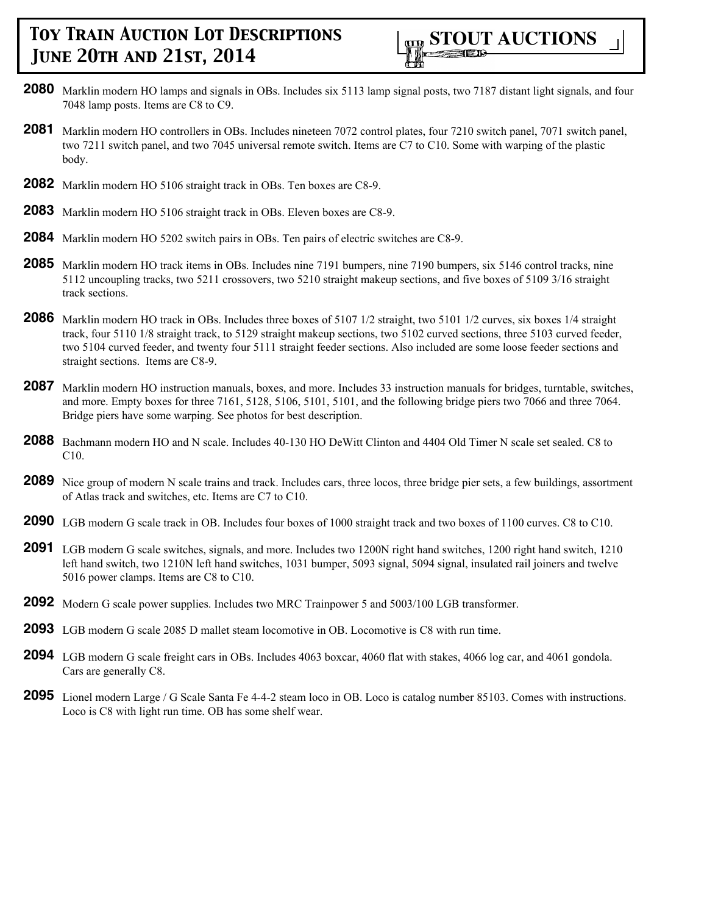**2080** Marklin modern HO lamps and signals in OBs. Includes six 5113 lamp signal posts, two 7187 distant light signals, and four 7048 lamp posts. Items are C8 to C9.

**2081** Marklin modern HO controllers in OBs. Includes nineteen 7072 control plates, four 7210 switch panel, 7071 switch panel, two 7211 switch panel, and two 7045 universal remote switch. Items are C7 to C10. Some with warping of the plastic body.

**2082** Marklin modern HO 5106 straight track in OBs. Ten boxes are C8-9.

**2083** Marklin modern HO 5106 straight track in OBs. Eleven boxes are C8-9.

**2084** Marklin modern HO 5202 switch pairs in OBs. Ten pairs of electric switches are C8-9.

**2085** Marklin modern HO track items in OBs. Includes nine 7191 bumpers, nine 7190 bumpers, six 5146 control tracks, nine 5112 uncoupling tracks, two 5211 crossovers, two 5210 straight makeup sections, and five boxes of 5109 3/16 straight track sections.

**2086** Marklin modern HO track in OBs. Includes three boxes of 5107 1/2 straight, two 5101 1/2 curves, six boxes 1/4 straight track, four 5110 1/8 straight track, to 5129 straight makeup sections, two 5102 curved sections, three 5103 curved feeder, two 5104 curved feeder, and twenty four 5111 straight feeder sections. Also included are some loose feeder sections and straight sections. Items are C8-9.

**2087** Marklin modern HO instruction manuals, boxes, and more. Includes 33 instruction manuals for bridges, turntable, switches, and more. Empty boxes for three 7161, 5128, 5106, 5101, 5101, and the following bridge piers two 7066 and three 7064. Bridge piers have some warping. See photos for best description.

**2088** Bachmann modern HO and N scale. Includes 40-130 HO DeWitt Clinton and 4404 Old Timer N scale set sealed. C8 to C10.

**2089** Nice group of modern N scale trains and track. Includes cars, three locos, three bridge pier sets, a few buildings, assortment of Atlas track and switches, etc. Items are C7 to C10.

**2090** LGB modern G scale track in OB. Includes four boxes of 1000 straight track and two boxes of 1100 curves. C8 to C10.

**2091** LGB modern G scale switches, signals, and more. Includes two 1200N right hand switches, 1200 right hand switch, 1210 left hand switch, two 1210N left hand switches, 1031 bumper, 5093 signal, 5094 signal, insulated rail joiners and twelve 5016 power clamps. Items are C8 to C10.

**2092** Modern G scale power supplies. Includes two MRC Trainpower 5 and 5003/100 LGB transformer.

**2093** LGB modern G scale 2085 D mallet steam locomotive in OB. Locomotive is C8 with run time.

**2094** LGB modern G scale freight cars in OBs. Includes 4063 boxcar, 4060 flat with stakes, 4066 log car, and 4061 gondola. Cars are generally C8.

**2095** Lionel modern Large / G Scale Santa Fe 4-4-2 steam loco in OB. Loco is catalog number 85103. Comes with instructions. Loco is C8 with light run time. OB has some shelf wear.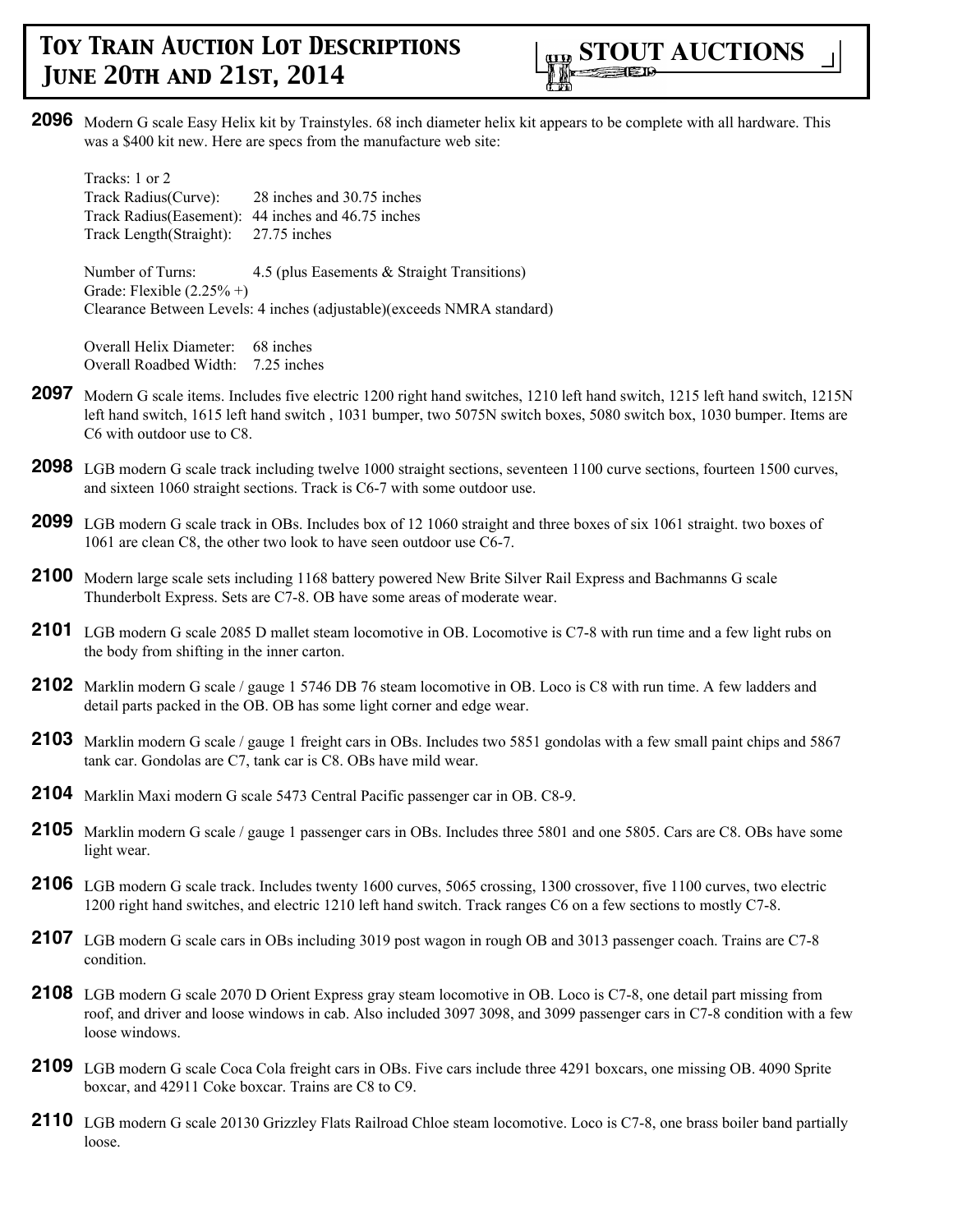**2096** Modern G scale Easy Helix kit by Trainstyles. 68 inch diameter helix kit appears to be complete with all hardware. This was a $400 kit new. Here are specs from the manufacture web site:

Tracks: 1 or 2
Track Radius(Curve): 28 inches and 30.75 inches
Track Radius(Easement): 44 inches and 46.75 inches
Track Length(Straight): 27.75 inches

Number of Turns: 4.5 (plus Easements & Straight Transitions)
Grade: Flexible (2.25% +)
Clearance Between Levels: 4 inches (adjustable)(exceeds NMRA standard)

Overall Helix Diameter: 68 inches
Overall Roadbed Width: 7.25 inches

**2097** Modern G scale items. Includes five electric 1200 right hand switches, 1210 left hand switch, 1215 left hand switch, 1215N left hand switch, 1615 left hand switch , 1031 bumper, two 5075N switch boxes, 5080 switch box, 1030 bumper. Items are C6 with outdoor use to C8.

**2098** LGB modern G scale track including twelve 1000 straight sections, seventeen 1100 curve sections, fourteen 1500 curves, and sixteen 1060 straight sections. Track is C6-7 with some outdoor use.

**2099** LGB modern G scale track in OBs. Includes box of 12 1060 straight and three boxes of six 1061 straight. two boxes of 1061 are clean C8, the other two look to have seen outdoor use C6-7.

**2100** Modern large scale sets including 1168 battery powered New Brite Silver Rail Express and Bachmanns G scale Thunderbolt Express. Sets are C7-8. OB have some areas of moderate wear.

**2101** LGB modern G scale 2085 D mallet steam locomotive in OB. Locomotive is C7-8 with run time and a few light rubs on the body from shifting in the inner carton.

**2102** Marklin modern G scale / gauge 1 5746 DB 76 steam locomotive in OB. Loco is C8 with run time. A few ladders and detail parts packed in the OB. OB has some light corner and edge wear.

**2103** Marklin modern G scale / gauge 1 freight cars in OBs. Includes two 5851 gondolas with a few small paint chips and 5867 tank car. Gondolas are C7, tank car is C8. OBs have mild wear.

**2104** Marklin Maxi modern G scale 5473 Central Pacific passenger car in OB. C8-9.

**2105** Marklin modern G scale / gauge 1 passenger cars in OBs. Includes three 5801 and one 5805. Cars are C8. OBs have some light wear.

**2106** LGB modern G scale track. Includes twenty 1600 curves, 5065 crossing, 1300 crossover, five 1100 curves, two electric 1200 right hand switches, and electric 1210 left hand switch. Track ranges C6 on a few sections to mostly C7-8.

**2107** LGB modern G scale cars in OBs including 3019 post wagon in rough OB and 3013 passenger coach. Trains are C7-8 condition.

**2108** LGB modern G scale 2070 D Orient Express gray steam locomotive in OB. Loco is C7-8, one detail part missing from roof, and driver and loose windows in cab. Also included 3097 3098, and 3099 passenger cars in C7-8 condition with a few loose windows.

**2109** LGB modern G scale Coca Cola freight cars in OBs. Five cars include three 4291 boxcars, one missing OB. 4090 Sprite boxcar, and 42911 Coke boxcar. Trains are C8 to C9.

**2110** LGB modern G scale 20130 Grizzley Flats Railroad Chloe steam locomotive. Loco is C7-8, one brass boiler band partially loose.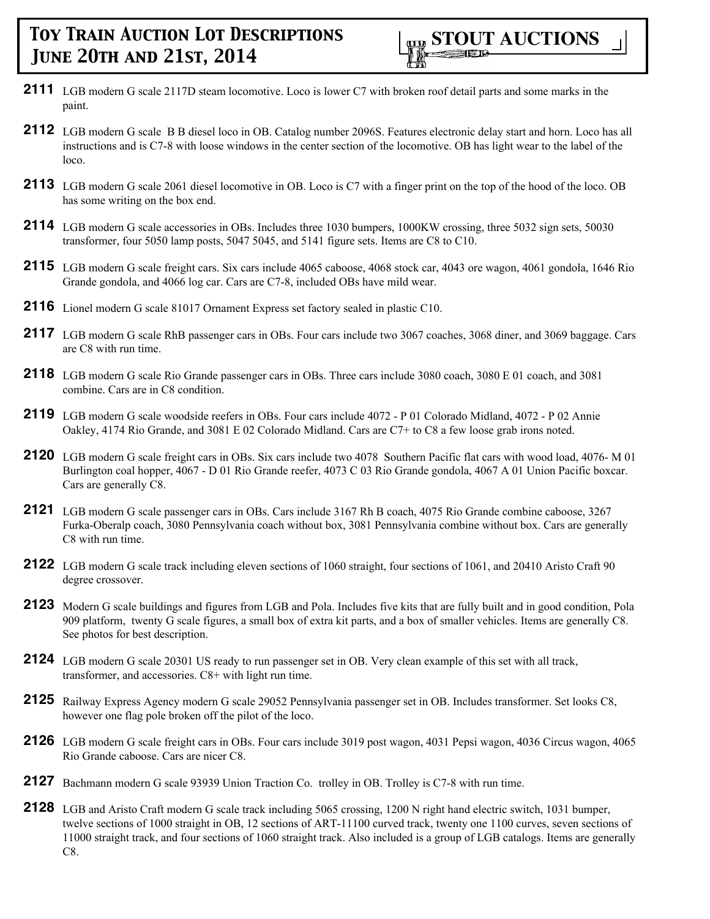**2111** LGB modern G scale 2117D steam locomotive. Loco is lower C7 with broken roof detail parts and some marks in the paint.

**2112** LGB modern G scale B B diesel loco in OB. Catalog number 2096S. Features electronic delay start and horn. Loco has all instructions and is C7-8 with loose windows in the center section of the locomotive. OB has light wear to the label of the loco.

**2113** LGB modern G scale 2061 diesel locomotive in OB. Loco is C7 with a finger print on the top of the hood of the loco. OB has some writing on the box end.

**2114** LGB modern G scale accessories in OBs. Includes three 1030 bumpers, 1000KW crossing, three 5032 sign sets, 50030 transformer, four 5050 lamp posts, 5047 5045, and 5141 figure sets. Items are C8 to C10.

**2115** LGB modern G scale freight cars. Six cars include 4065 caboose, 4068 stock car, 4043 ore wagon, 4061 gondola, 1646 Rio Grande gondola, and 4066 log car. Cars are C7-8, included OBs have mild wear.

**2116** Lionel modern G scale 81017 Ornament Express set factory sealed in plastic C10.

**2117** LGB modern G scale RhB passenger cars in OBs. Four cars include two 3067 coaches, 3068 diner, and 3069 baggage. Cars are C8 with run time.

**2118** LGB modern G scale Rio Grande passenger cars in OBs. Three cars include 3080 coach, 3080 E 01 coach, and 3081 combine. Cars are in C8 condition.

**2119** LGB modern G scale woodside reefers in OBs. Four cars include 4072 - P 01 Colorado Midland, 4072 - P 02 Annie Oakley, 4174 Rio Grande, and 3081 E 02 Colorado Midland. Cars are C7+ to C8 a few loose grab irons noted.

**2120** LGB modern G scale freight cars in OBs. Six cars include two 4078 Southern Pacific flat cars with wood load, 4076- M 01 Burlington coal hopper, 4067 - D 01 Rio Grande reefer, 4073 C 03 Rio Grande gondola, 4067 A 01 Union Pacific boxcar. Cars are generally C8.

**2121** LGB modern G scale passenger cars in OBs. Cars include 3167 Rh B coach, 4075 Rio Grande combine caboose, 3267 Furka-Oberalp coach, 3080 Pennsylvania coach without box, 3081 Pennsylvania combine without box. Cars are generally C8 with run time.

**2122** LGB modern G scale track including eleven sections of 1060 straight, four sections of 1061, and 20410 Aristo Craft 90 degree crossover.

**2123** Modern G scale buildings and figures from LGB and Pola. Includes five kits that are fully built and in good condition, Pola 909 platform, twenty G scale figures, a small box of extra kit parts, and a box of smaller vehicles. Items are generally C8. See photos for best description.

**2124** LGB modern G scale 20301 US ready to run passenger set in OB. Very clean example of this set with all track, transformer, and accessories. C8+ with light run time.

**2125** Railway Express Agency modern G scale 29052 Pennsylvania passenger set in OB. Includes transformer. Set looks C8, however one flag pole broken off the pilot of the loco.

**2126** LGB modern G scale freight cars in OBs. Four cars include 3019 post wagon, 4031 Pepsi wagon, 4036 Circus wagon, 4065 Rio Grande caboose. Cars are nicer C8.

**2127** Bachmann modern G scale 93939 Union Traction Co. trolley in OB. Trolley is C7-8 with run time.

**2128** LGB and Aristo Craft modern G scale track including 5065 crossing, 1200 N right hand electric switch, 1031 bumper, twelve sections of 1000 straight in OB, 12 sections of ART-11100 curved track, twenty one 1100 curves, seven sections of 11000 straight track, and four sections of 1060 straight track. Also included is a group of LGB catalogs. Items are generally C8.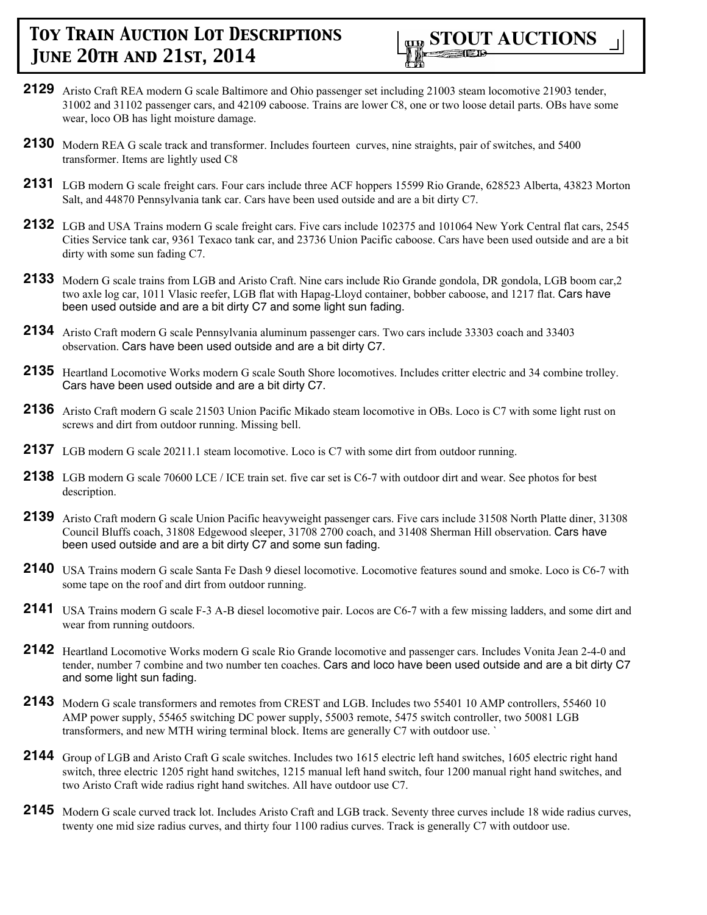**2129** Aristo Craft REA modern G scale Baltimore and Ohio passenger set including 21003 steam locomotive 21903 tender, 31002 and 31102 passenger cars, and 42109 caboose. Trains are lower C8, one or two loose detail parts. OBs have some wear, loco OB has light moisture damage.

**2130** Modern REA G scale track and transformer. Includes fourteen curves, nine straights, pair of switches, and 5400 transformer. Items are lightly used C8

**2131** LGB modern G scale freight cars. Four cars include three ACF hoppers 15599 Rio Grande, 628523 Alberta, 43823 Morton Salt, and 44870 Pennsylvania tank car. Cars have been used outside and are a bit dirty C7.

**2132** LGB and USA Trains modern G scale freight cars. Five cars include 102375 and 101064 New York Central flat cars, 2545 Cities Service tank car, 9361 Texaco tank car, and 23736 Union Pacific caboose. Cars have been used outside and are a bit dirty with some sun fading C7.

**2133** Modern G scale trains from LGB and Aristo Craft. Nine cars include Rio Grande gondola, DR gondola, LGB boom car,2 two axle log car, 1011 Vlasic reefer, LGB flat with Hapag-Lloyd container, bobber caboose, and 1217 flat. Cars have been used outside and are a bit dirty C7 and some light sun fading.

**2134** Aristo Craft modern G scale Pennsylvania aluminum passenger cars. Two cars include 33303 coach and 33403 observation. Cars have been used outside and are a bit dirty C7.

**2135** Heartland Locomotive Works modern G scale South Shore locomotives. Includes critter electric and 34 combine trolley. Cars have been used outside and are a bit dirty C7.

**2136** Aristo Craft modern G scale 21503 Union Pacific Mikado steam locomotive in OBs. Loco is C7 with some light rust on screws and dirt from outdoor running. Missing bell.

**2137** LGB modern G scale 20211.1 steam locomotive. Loco is C7 with some dirt from outdoor running.

**2138** LGB modern G scale 70600 LCE / ICE train set. five car set is C6-7 with outdoor dirt and wear. See photos for best description.

**2139** Aristo Craft modern G scale Union Pacific heavyweight passenger cars. Five cars include 31508 North Platte diner, 31308 Council Bluffs coach, 31808 Edgewood sleeper, 31708 2700 coach, and 31408 Sherman Hill observation. Cars have been used outside and are a bit dirty C7 and some sun fading.

**2140** USA Trains modern G scale Santa Fe Dash 9 diesel locomotive. Locomotive features sound and smoke. Loco is C6-7 with some tape on the roof and dirt from outdoor running.

**2141** USA Trains modern G scale F-3 A-B diesel locomotive pair. Locos are C6-7 with a few missing ladders, and some dirt and wear from running outdoors.

**2142** Heartland Locomotive Works modern G scale Rio Grande locomotive and passenger cars. Includes Vonita Jean 2-4-0 and tender, number 7 combine and two number ten coaches. Cars and loco have been used outside and are a bit dirty C7 and some light sun fading.

**2143** Modern G scale transformers and remotes from CREST and LGB. Includes two 55401 10 AMP controllers, 55460 10 AMP power supply, 55465 switching DC power supply, 55003 remote, 5475 switch controller, two 50081 LGB transformers, and new MTH wiring terminal block. Items are generally C7 with outdoor use. `

**2144** Group of LGB and Aristo Craft G scale switches. Includes two 1615 electric left hand switches, 1605 electric right hand switch, three electric 1205 right hand switches, 1215 manual left hand switch, four 1200 manual right hand switches, and two Aristo Craft wide radius right hand switches. All have outdoor use C7.

**2145** Modern G scale curved track lot. Includes Aristo Craft and LGB track. Seventy three curves include 18 wide radius curves, twenty one mid size radius curves, and thirty four 1100 radius curves. Track is generally C7 with outdoor use.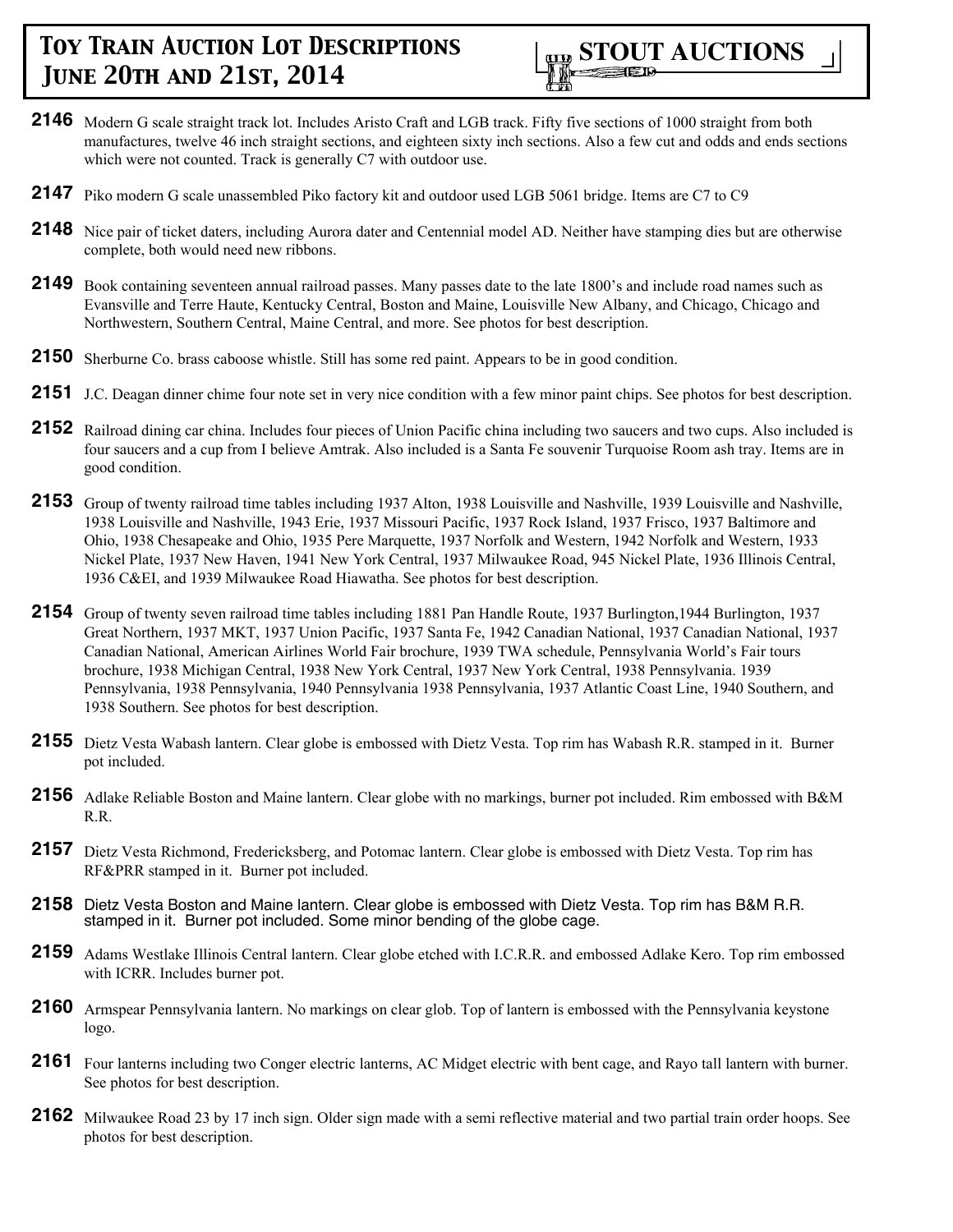# Toy Train Auction Lot Descriptions June 20th and 21st, 2014

**STOUT AUCTIONS**

**2146** Modern G scale straight track lot. Includes Aristo Craft and LGB track. Fifty five sections of 1000 straight from both manufactures, twelve 46 inch straight sections, and eighteen sixty inch sections. Also a few cut and odds and ends sections which were not counted. Track is generally C7 with outdoor use.

**2147** Piko modern G scale unassembled Piko factory kit and outdoor used LGB 5061 bridge. Items are C7 to C9

**2148** Nice pair of ticket daters, including Aurora dater and Centennial model AD. Neither have stamping dies but are otherwise complete, both would need new ribbons.

**2149** Book containing seventeen annual railroad passes. Many passes date to the late 1800's and include road names such as Evansville and Terre Haute, Kentucky Central, Boston and Maine, Louisville New Albany, and Chicago, Chicago and Northwestern, Southern Central, Maine Central, and more. See photos for best description.

**2150** Sherburne Co. brass caboose whistle. Still has some red paint. Appears to be in good condition.

**2151** J.C. Deagan dinner chime four note set in very nice condition with a few minor paint chips. See photos for best description.

**2152** Railroad dining car china. Includes four pieces of Union Pacific china including two saucers and two cups. Also included is four saucers and a cup from I believe Amtrak. Also included is a Santa Fe souvenir Turquoise Room ash tray. Items are in good condition.

**2153** Group of twenty railroad time tables including 1937 Alton, 1938 Louisville and Nashville, 1939 Louisville and Nashville, 1938 Louisville and Nashville, 1943 Erie, 1937 Missouri Pacific, 1937 Rock Island, 1937 Frisco, 1937 Baltimore and Ohio, 1938 Chesapeake and Ohio, 1935 Pere Marquette, 1937 Norfolk and Western, 1942 Norfolk and Western, 1933 Nickel Plate, 1937 New Haven, 1941 New York Central, 1937 Milwaukee Road, 945 Nickel Plate, 1936 Illinois Central, 1936 C&EI, and 1939 Milwaukee Road Hiawatha. See photos for best description.

**2154** Group of twenty seven railroad time tables including 1881 Pan Handle Route, 1937 Burlington,1944 Burlington, 1937 Great Northern, 1937 MKT, 1937 Union Pacific, 1937 Santa Fe, 1942 Canadian National, 1937 Canadian National, 1937 Canadian National, American Airlines World Fair brochure, 1939 TWA schedule, Pennsylvania World's Fair tours brochure, 1938 Michigan Central, 1938 New York Central, 1937 New York Central, 1938 Pennsylvania. 1939 Pennsylvania, 1938 Pennsylvania, 1940 Pennsylvania 1938 Pennsylvania, 1937 Atlantic Coast Line, 1940 Southern, and 1938 Southern. See photos for best description.

**2155** Dietz Vesta Wabash lantern. Clear globe is embossed with Dietz Vesta. Top rim has Wabash R.R. stamped in it. Burner pot included.

**2156** Adlake Reliable Boston and Maine lantern. Clear globe with no markings, burner pot included. Rim embossed with B&M R.R.

**2157** Dietz Vesta Richmond, Fredericksberg, and Potomac lantern. Clear globe is embossed with Dietz Vesta. Top rim has RF&PRR stamped in it. Burner pot included.

**2158** Dietz Vesta Boston and Maine lantern. Clear globe is embossed with Dietz Vesta. Top rim has B&M R.R. stamped in it. Burner pot included. Some minor bending of the globe cage.

**2159** Adams Westlake Illinois Central lantern. Clear globe etched with I.C.R.R. and embossed Adlake Kero. Top rim embossed with ICRR. Includes burner pot.

**2160** Armspear Pennsylvania lantern. No markings on clear glob. Top of lantern is embossed with the Pennsylvania keystone logo.

**2161** Four lanterns including two Conger electric lanterns, AC Midget electric with bent cage, and Rayo tall lantern with burner. See photos for best description.

**2162** Milwaukee Road 23 by 17 inch sign. Older sign made with a semi reflective material and two partial train order hoops. See photos for best description.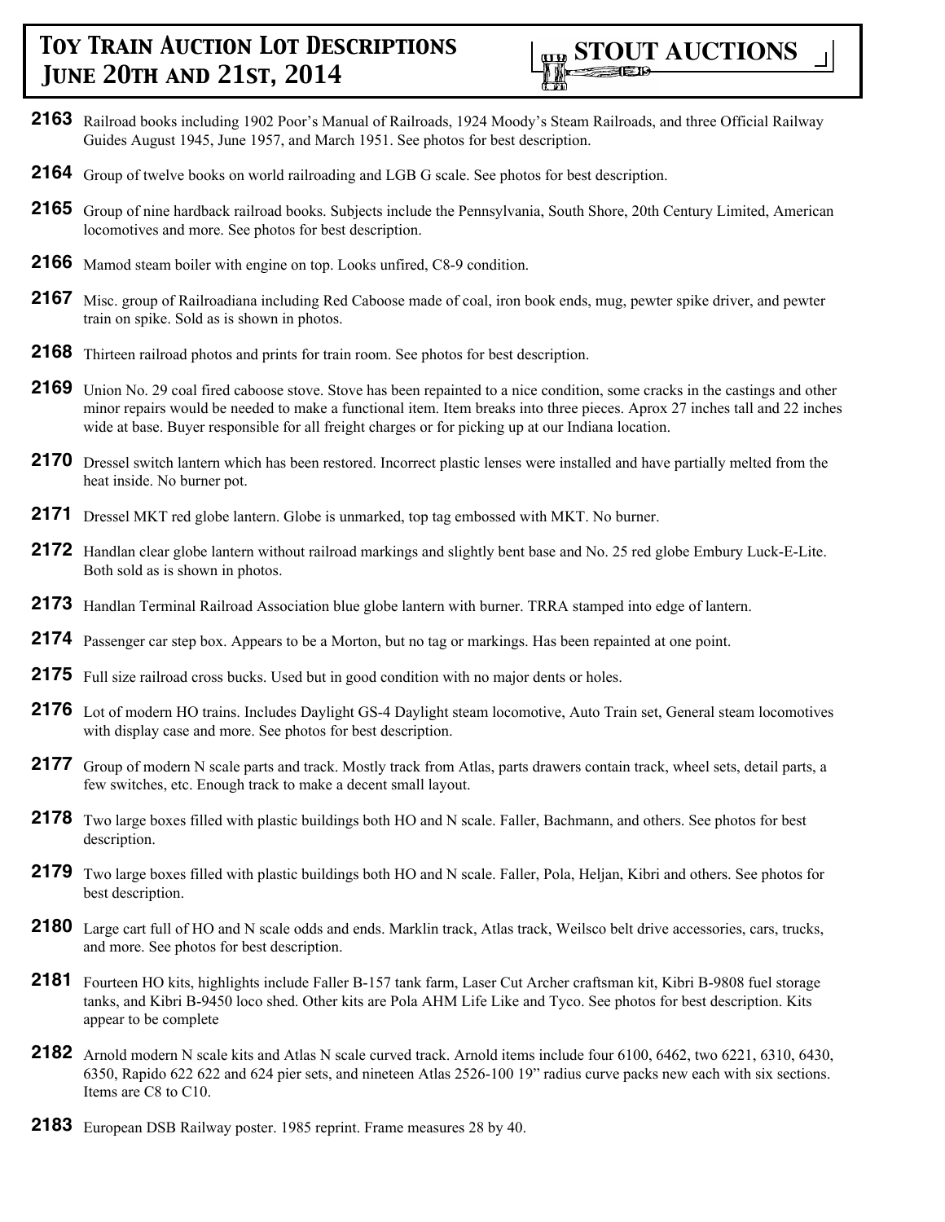# Toy Train Auction Lot Descriptions June 20th and 21st, 2014

**STOUT AUCTIONS**

**2163** Railroad books including 1902 Poor's Manual of Railroads, 1924 Moody's Steam Railroads, and three Official Railway Guides August 1945, June 1957, and March 1951. See photos for best description.

**2164** Group of twelve books on world railroading and LGB G scale. See photos for best description.

**2165** Group of nine hardback railroad books. Subjects include the Pennsylvania, South Shore, 20th Century Limited, American locomotives and more. See photos for best description.

**2166** Mamod steam boiler with engine on top. Looks unfired, C8-9 condition.

**2167** Misc. group of Railroadiana including Red Caboose made of coal, iron book ends, mug, pewter spike driver, and pewter train on spike. Sold as is shown in photos.

**2168** Thirteen railroad photos and prints for train room. See photos for best description.

**2169** Union No. 29 coal fired caboose stove. Stove has been repainted to a nice condition, some cracks in the castings and other minor repairs would be needed to make a functional item. Item breaks into three pieces. Aprox 27 inches tall and 22 inches wide at base. Buyer responsible for all freight charges or for picking up at our Indiana location.

**2170** Dressel switch lantern which has been restored. Incorrect plastic lenses were installed and have partially melted from the heat inside. No burner pot.

**2171** Dressel MKT red globe lantern. Globe is unmarked, top tag embossed with MKT. No burner.

**2172** Handlan clear globe lantern without railroad markings and slightly bent base and No. 25 red globe Embury Luck-E-Lite. Both sold as is shown in photos.

**2173** Handlan Terminal Railroad Association blue globe lantern with burner. TRRA stamped into edge of lantern.

**2174** Passenger car step box. Appears to be a Morton, but no tag or markings. Has been repainted at one point.

**2175** Full size railroad cross bucks. Used but in good condition with no major dents or holes.

**2176** Lot of modern HO trains. Includes Daylight GS-4 Daylight steam locomotive, Auto Train set, General steam locomotives with display case and more. See photos for best description.

**2177** Group of modern N scale parts and track. Mostly track from Atlas, parts drawers contain track, wheel sets, detail parts, a few switches, etc. Enough track to make a decent small layout.

**2178** Two large boxes filled with plastic buildings both HO and N scale. Faller, Bachmann, and others. See photos for best description.

**2179** Two large boxes filled with plastic buildings both HO and N scale. Faller, Pola, Heljan, Kibri and others. See photos for best description.

**2180** Large cart full of HO and N scale odds and ends. Marklin track, Atlas track, Weilsco belt drive accessories, cars, trucks, and more. See photos for best description.

**2181** Fourteen HO kits, highlights include Faller B-157 tank farm, Laser Cut Archer craftsman kit, Kibri B-9808 fuel storage tanks, and Kibri B-9450 loco shed. Other kits are Pola AHM Life Like and Tyco. See photos for best description. Kits appear to be complete

**2182** Arnold modern N scale kits and Atlas N scale curved track. Arnold items include four 6100, 6462, two 6221, 6310, 6430, 6350, Rapido 622 622 and 624 pier sets, and nineteen Atlas 2526-100 19" radius curve packs new each with six sections. Items are C8 to C10.

**2183** European DSB Railway poster. 1985 reprint. Frame measures 28 by 40.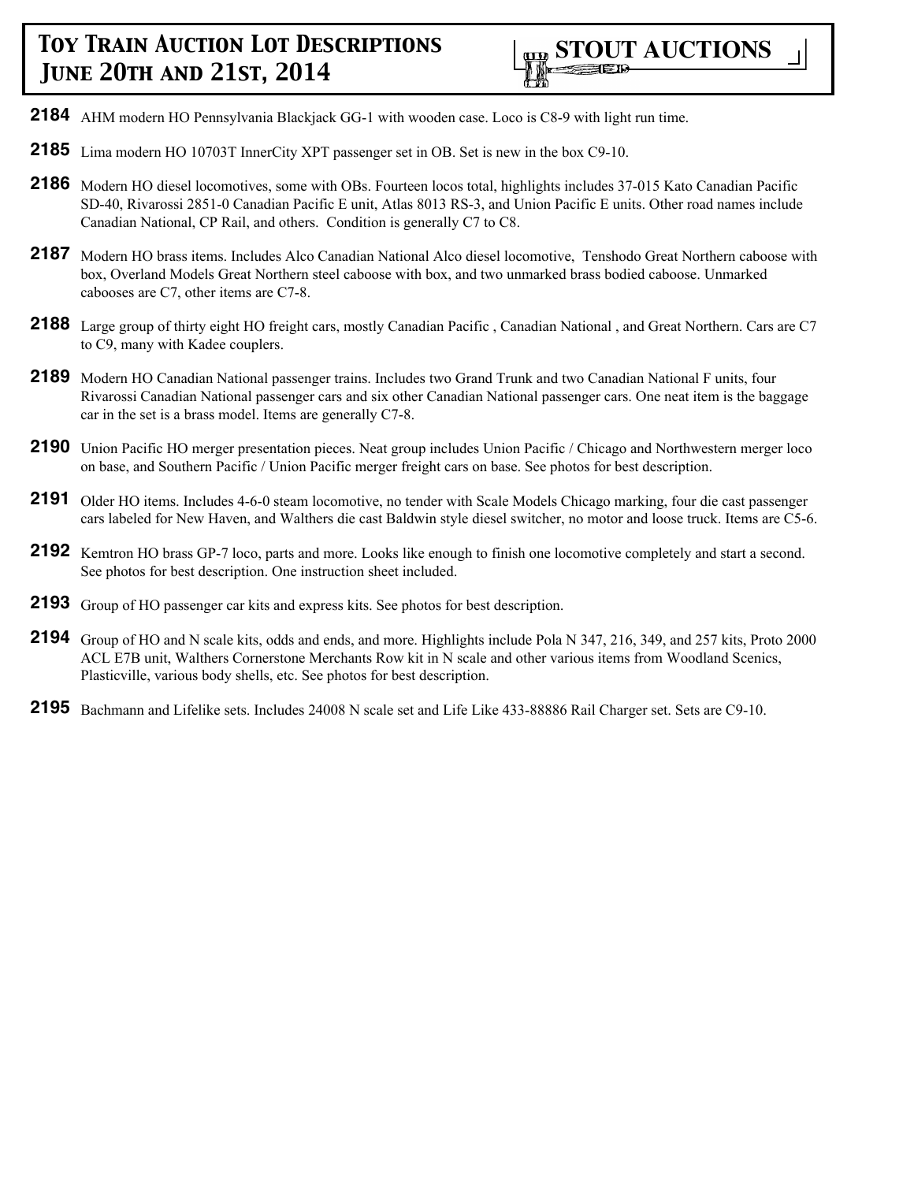**2184** AHM modern HO Pennsylvania Blackjack GG-1 with wooden case. Loco is C8-9 with light run time.

**2185** Lima modern HO 10703T InnerCity XPT passenger set in OB. Set is new in the box C9-10.

**2186** Modern HO diesel locomotives, some with OBs. Fourteen locos total, highlights includes 37-015 Kato Canadian Pacific SD-40, Rivarossi 2851-0 Canadian Pacific E unit, Atlas 8013 RS-3, and Union Pacific E units. Other road names include Canadian National, CP Rail, and others. Condition is generally C7 to C8.

**2187** Modern HO brass items. Includes Alco Canadian National Alco diesel locomotive, Tenshodo Great Northern caboose with box, Overland Models Great Northern steel caboose with box, and two unmarked brass bodied caboose. Unmarked cabooses are C7, other items are C7-8.

**2188** Large group of thirty eight HO freight cars, mostly Canadian Pacific , Canadian National , and Great Northern. Cars are C7 to C9, many with Kadee couplers.

**2189** Modern HO Canadian National passenger trains. Includes two Grand Trunk and two Canadian National F units, four Rivarossi Canadian National passenger cars and six other Canadian National passenger cars. One neat item is the baggage car in the set is a brass model. Items are generally C7-8.

**2190** Union Pacific HO merger presentation pieces. Neat group includes Union Pacific / Chicago and Northwestern merger loco on base, and Southern Pacific / Union Pacific merger freight cars on base. See photos for best description.

**2191** Older HO items. Includes 4-6-0 steam locomotive, no tender with Scale Models Chicago marking, four die cast passenger cars labeled for New Haven, and Walthers die cast Baldwin style diesel switcher, no motor and loose truck. Items are C5-6.

**2192** Kemtron HO brass GP-7 loco, parts and more. Looks like enough to finish one locomotive completely and start a second. See photos for best description. One instruction sheet included.

**2193** Group of HO passenger car kits and express kits. See photos for best description.

**2194** Group of HO and N scale kits, odds and ends, and more. Highlights include Pola N 347, 216, 349, and 257 kits, Proto 2000 ACL E7B unit, Walthers Cornerstone Merchants Row kit in N scale and other various items from Woodland Scenics, Plasticville, various body shells, etc. See photos for best description.

**2195** Bachmann and Lifelike sets. Includes 24008 N scale set and Life Like 433-88886 Rail Charger set. Sets are C9-10.